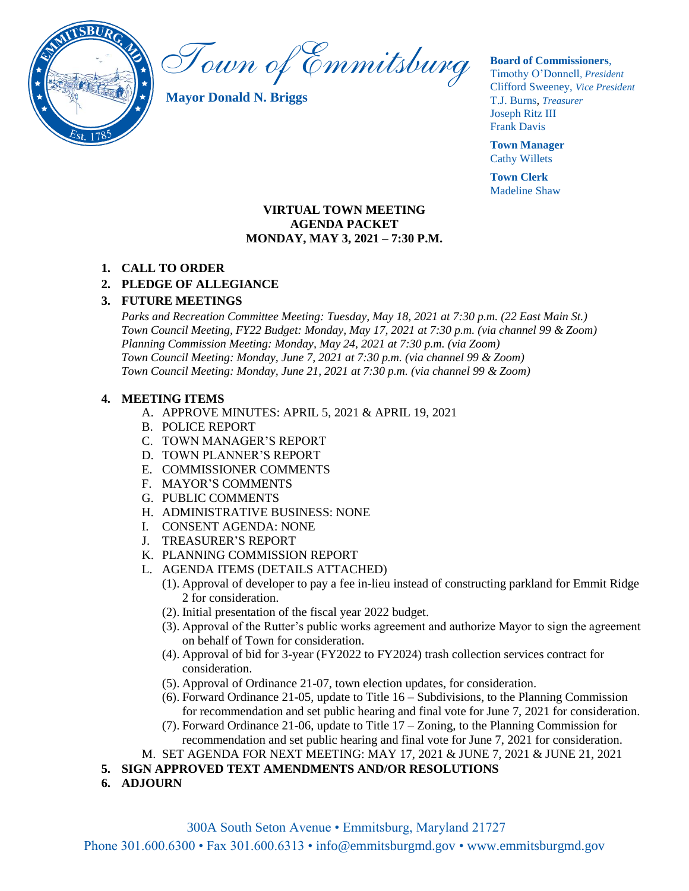# Town of Emmitsburg

**Mayor Donald N. Briggs**

**Board of Commissioners**,
Timothy O'Donnell, *President*
Clifford Sweeney, *Vice President*
T.J. Burns, *Treasurer*
Joseph Ritz III
Frank Davis

**Town Manager**
Cathy Willets

**Town Clerk**
Madeline Shaw

**VIRTUAL TOWN MEETING**
**AGENDA PACKET**
**MONDAY, MAY 3, 2021 – 7:30 P.M.**

1. **CALL TO ORDER**
2. **PLEDGE OF ALLEGIANCE**
3. **FUTURE MEETINGS**

   *Parks and Recreation Committee Meeting: Tuesday, May 18, 2021 at 7:30 p.m. (22 East Main St.)*
   *Town Council Meeting, FY22 Budget: Monday, May 17, 2021 at 7:30 p.m. (via channel 99 & Zoom)*
   *Planning Commission Meeting: Monday, May 24, 2021 at 7:30 p.m. (via Zoom)*
   *Town Council Meeting: Monday, June 7, 2021 at 7:30 p.m. (via channel 99 & Zoom)*
   *Town Council Meeting: Monday, June 21, 2021 at 7:30 p.m. (via channel 99 & Zoom)*

4. **MEETING ITEMS**
   A. APPROVE MINUTES: APRIL 5, 2021 & APRIL 19, 2021
   B. POLICE REPORT
   C. TOWN MANAGER'S REPORT
   D. TOWN PLANNER'S REPORT
   E. COMMISSIONER COMMENTS
   F. MAYOR'S COMMENTS
   G. PUBLIC COMMENTS
   H. ADMINISTRATIVE BUSINESS: NONE
   I. CONSENT AGENDA: NONE
   J. TREASURER'S REPORT
   K. PLANNING COMMISSION REPORT
   L. AGENDA ITEMS (DETAILS ATTACHED)
      (1). Approval of developer to pay a fee in-lieu instead of constructing parkland for Emmit Ridge 2 for consideration.
      (2). Initial presentation of the fiscal year 2022 budget.
      (3). Approval of the Rutter's public works agreement and authorize Mayor to sign the agreement on behalf of Town for consideration.
      (4). Approval of bid for 3-year (FY2022 to FY2024) trash collection services contract for consideration.
      (5). Approval of Ordinance 21-07, town election updates, for consideration.
      (6). Forward Ordinance 21-05, update to Title 16 – Subdivisions, to the Planning Commission for recommendation and set public hearing and final vote for June 7, 2021 for consideration.
      (7). Forward Ordinance 21-06, update to Title 17 – Zoning, to the Planning Commission for recommendation and set public hearing and final vote for June 7, 2021 for consideration.
   M. SET AGENDA FOR NEXT MEETING: MAY 17, 2021 & JUNE 7, 2021 & JUNE 21, 2021
5. **SIGN APPROVED TEXT AMENDMENTS AND/OR RESOLUTIONS**
6. **ADJOURN**

300A South Seton Avenue • Emmitsburg, Maryland 21727
Phone 301.600.6300 • Fax 301.600.6313 • info@emmitsburgmd.gov • www.emmitsburgmd.gov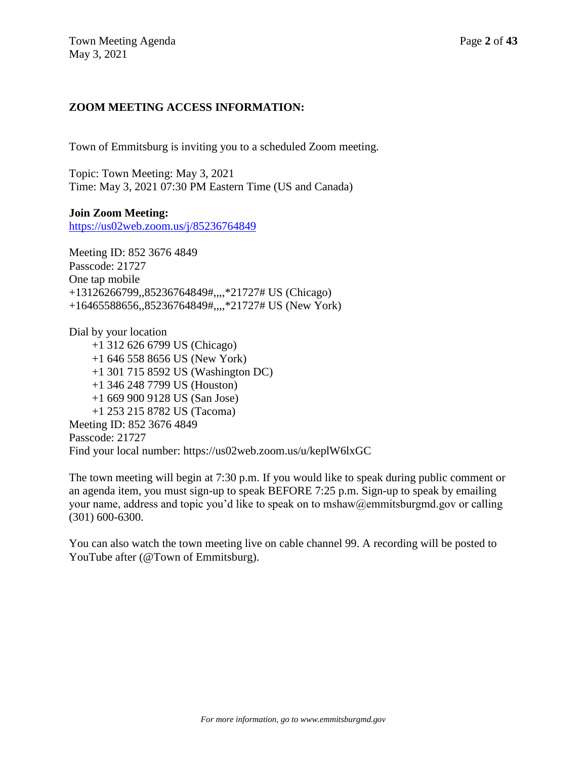## ZOOM MEETING ACCESS INFORMATION:

Town of Emmitsburg is inviting you to a scheduled Zoom meeting.

Topic: Town Meeting: May 3, 2021
Time: May 3, 2021 07:30 PM Eastern Time (US and Canada)

**Join Zoom Meeting:**
https://us02web.zoom.us/j/85236764849

Meeting ID: 852 3676 4849
Passcode: 21727
One tap mobile
+13126266799,,85236764849#,,,,*21727# US (Chicago)
+16465588656,,85236764849#,,,,*21727# US (New York)

Dial by your location
+1 312 626 6799 US (Chicago)
+1 646 558 8656 US (New York)
+1 301 715 8592 US (Washington DC)
+1 346 248 7799 US (Houston)
+1 669 900 9128 US (San Jose)
+1 253 215 8782 US (Tacoma)
Meeting ID: 852 3676 4849
Passcode: 21727
Find your local number: https://us02web.zoom.us/u/keplW6lxGC

The town meeting will begin at 7:30 p.m. If you would like to speak during public comment or an agenda item, you must sign-up to speak BEFORE 7:25 p.m. Sign-up to speak by emailing your name, address and topic you'd like to speak on to mshaw@emmitsburgmd.gov or calling (301) 600-6300.

You can also watch the town meeting live on cable channel 99. A recording will be posted to YouTube after (@Town of Emmitsburg).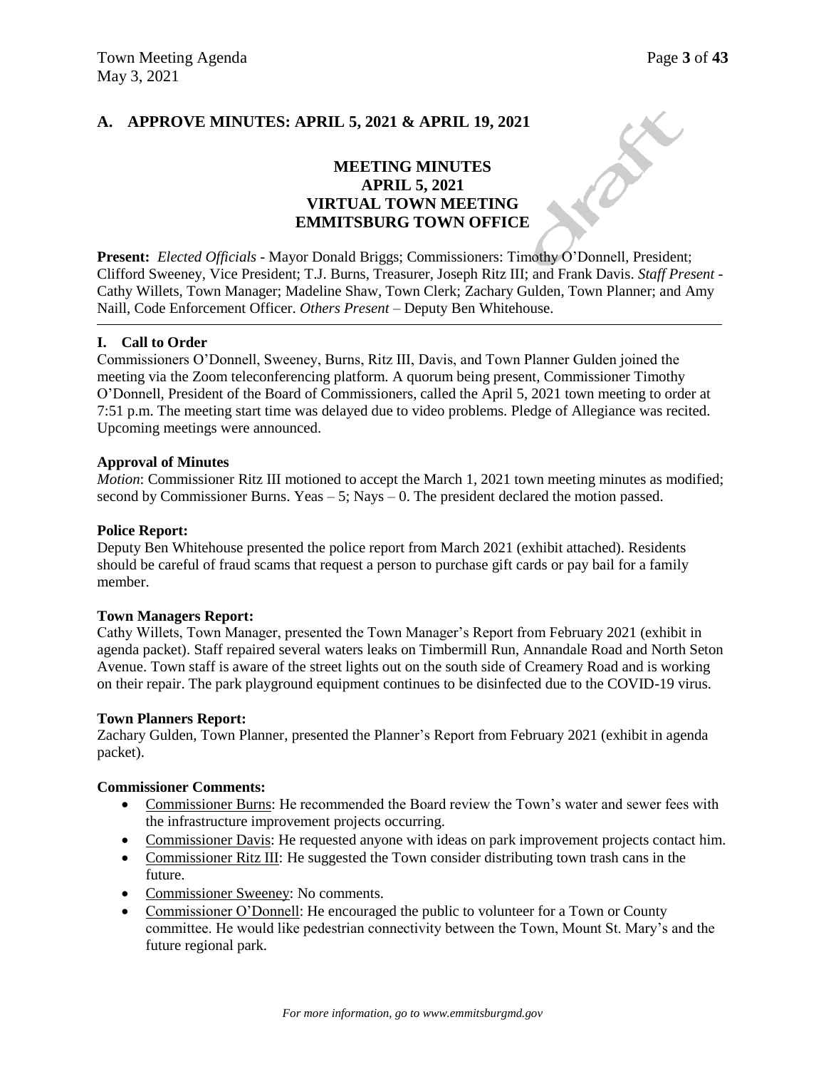## A. APPROVE MINUTES: APRIL 5, 2021 & APRIL 19, 2021

### MEETING MINUTES
### APRIL 5, 2021
### VIRTUAL TOWN MEETING
### EMMITSBURG TOWN OFFICE

**Present:** *Elected Officials* - Mayor Donald Briggs; Commissioners: Timothy O'Donnell, President; Clifford Sweeney, Vice President; T.J. Burns, Treasurer, Joseph Ritz III; and Frank Davis. *Staff Present* - Cathy Willets, Town Manager; Madeline Shaw, Town Clerk; Zachary Gulden, Town Planner; and Amy Naill, Code Enforcement Officer. *Others Present* – Deputy Ben Whitehouse.

---

#### I. Call to Order

Commissioners O'Donnell, Sweeney, Burns, Ritz III, Davis, and Town Planner Gulden joined the meeting via the Zoom teleconferencing platform. A quorum being present, Commissioner Timothy O'Donnell, President of the Board of Commissioners, called the April 5, 2021 town meeting to order at 7:51 p.m. The meeting start time was delayed due to video problems. Pledge of Allegiance was recited. Upcoming meetings were announced.

**Approval of Minutes**

*Motion*: Commissioner Ritz III motioned to accept the March 1, 2021 town meeting minutes as modified; second by Commissioner Burns. Yeas – 5; Nays – 0. The president declared the motion passed.

**Police Report:**

Deputy Ben Whitehouse presented the police report from March 2021 (exhibit attached). Residents should be careful of fraud scams that request a person to purchase gift cards or pay bail for a family member.

**Town Managers Report:**

Cathy Willets, Town Manager, presented the Town Manager's Report from February 2021 (exhibit in agenda packet). Staff repaired several waters leaks on Timbermill Run, Annandale Road and North Seton Avenue. Town staff is aware of the street lights out on the south side of Creamery Road and is working on their repair. The park playground equipment continues to be disinfected due to the COVID-19 virus.

**Town Planners Report:**

Zachary Gulden, Town Planner, presented the Planner's Report from February 2021 (exhibit in agenda packet).

**Commissioner Comments:**

- Commissioner Burns: He recommended the Board review the Town's water and sewer fees with the infrastructure improvement projects occurring.
- Commissioner Davis: He requested anyone with ideas on park improvement projects contact him.
- Commissioner Ritz III: He suggested the Town consider distributing town trash cans in the future.
- Commissioner Sweeney: No comments.
- Commissioner O'Donnell: He encouraged the public to volunteer for a Town or County committee. He would like pedestrian connectivity between the Town, Mount St. Mary's and the future regional park.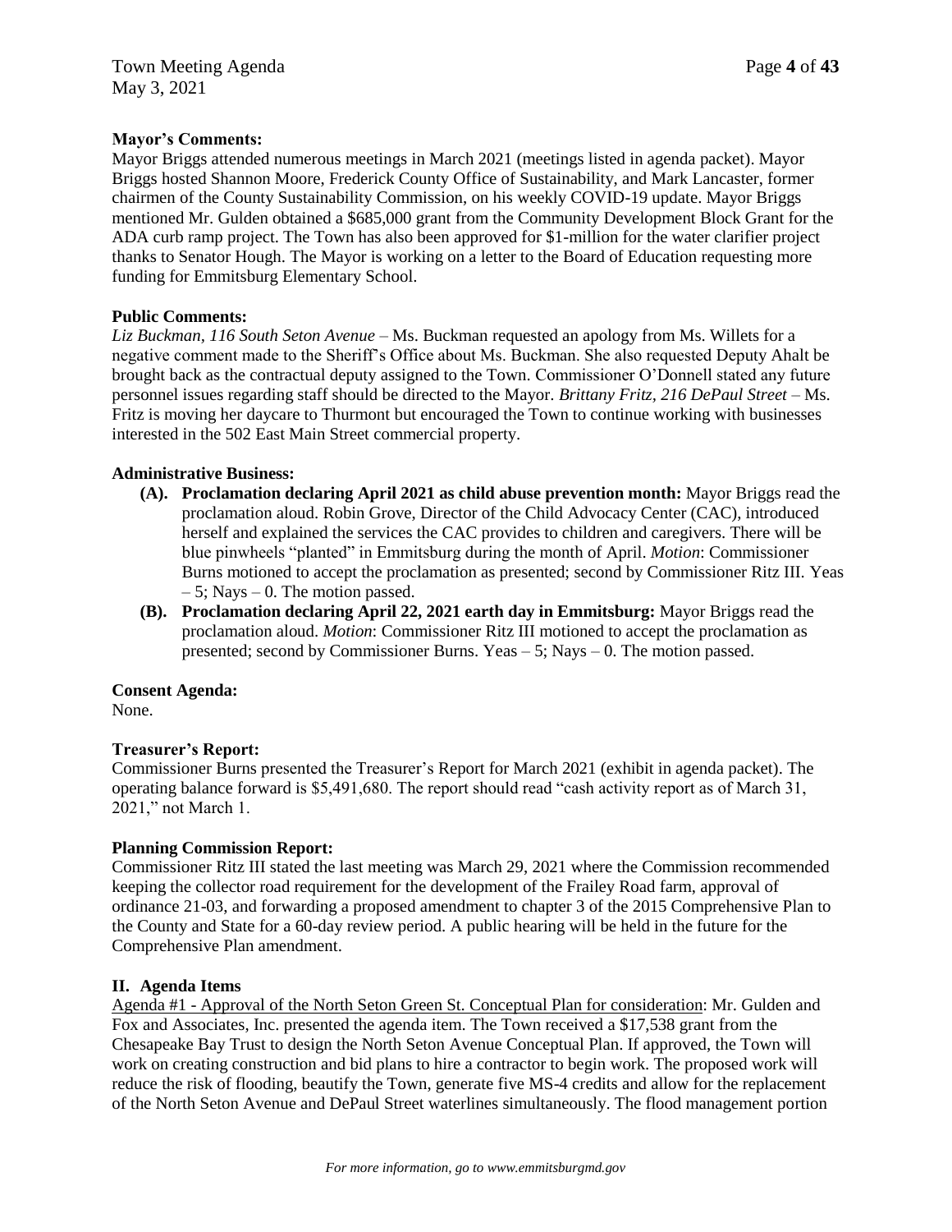**Mayor's Comments:**

Mayor Briggs attended numerous meetings in March 2021 (meetings listed in agenda packet). Mayor Briggs hosted Shannon Moore, Frederick County Office of Sustainability, and Mark Lancaster, former chairmen of the County Sustainability Commission, on his weekly COVID-19 update. Mayor Briggs mentioned Mr. Gulden obtained a $685,000 grant from the Community Development Block Grant for the ADA curb ramp project. The Town has also been approved for $1-million for the water clarifier project thanks to Senator Hough. The Mayor is working on a letter to the Board of Education requesting more funding for Emmitsburg Elementary School.

**Public Comments:**

*Liz Buckman, 116 South Seton Avenue* – Ms. Buckman requested an apology from Ms. Willets for a negative comment made to the Sheriff's Office about Ms. Buckman. She also requested Deputy Ahalt be brought back as the contractual deputy assigned to the Town. Commissioner O'Donnell stated any future personnel issues regarding staff should be directed to the Mayor. *Brittany Fritz, 216 DePaul Street* – Ms. Fritz is moving her daycare to Thurmont but encouraged the Town to continue working with businesses interested in the 502 East Main Street commercial property.

**Administrative Business:**

- **(A). Proclamation declaring April 2021 as child abuse prevention month:** Mayor Briggs read the proclamation aloud. Robin Grove, Director of the Child Advocacy Center (CAC), introduced herself and explained the services the CAC provides to children and caregivers. There will be blue pinwheels "planted" in Emmitsburg during the month of April. *Motion*: Commissioner Burns motioned to accept the proclamation as presented; second by Commissioner Ritz III. Yeas – 5; Nays – 0. The motion passed.
- **(B). Proclamation declaring April 22, 2021 earth day in Emmitsburg:** Mayor Briggs read the proclamation aloud. *Motion*: Commissioner Ritz III motioned to accept the proclamation as presented; second by Commissioner Burns. Yeas – 5; Nays – 0. The motion passed.

**Consent Agenda:**

None.

**Treasurer's Report:**

Commissioner Burns presented the Treasurer's Report for March 2021 (exhibit in agenda packet). The operating balance forward is $5,491,680. The report should read "cash activity report as of March 31, 2021," not March 1.

**Planning Commission Report:**

Commissioner Ritz III stated the last meeting was March 29, 2021 where the Commission recommended keeping the collector road requirement for the development of the Frailey Road farm, approval of ordinance 21-03, and forwarding a proposed amendment to chapter 3 of the 2015 Comprehensive Plan to the County and State for a 60-day review period. A public hearing will be held in the future for the Comprehensive Plan amendment.

## II. Agenda Items

Agenda #1 - Approval of the North Seton Green St. Conceptual Plan for consideration: Mr. Gulden and Fox and Associates, Inc. presented the agenda item. The Town received a $17,538 grant from the Chesapeake Bay Trust to design the North Seton Avenue Conceptual Plan. If approved, the Town will work on creating construction and bid plans to hire a contractor to begin work. The proposed work will reduce the risk of flooding, beautify the Town, generate five MS-4 credits and allow for the replacement of the North Seton Avenue and DePaul Street waterlines simultaneously. The flood management portion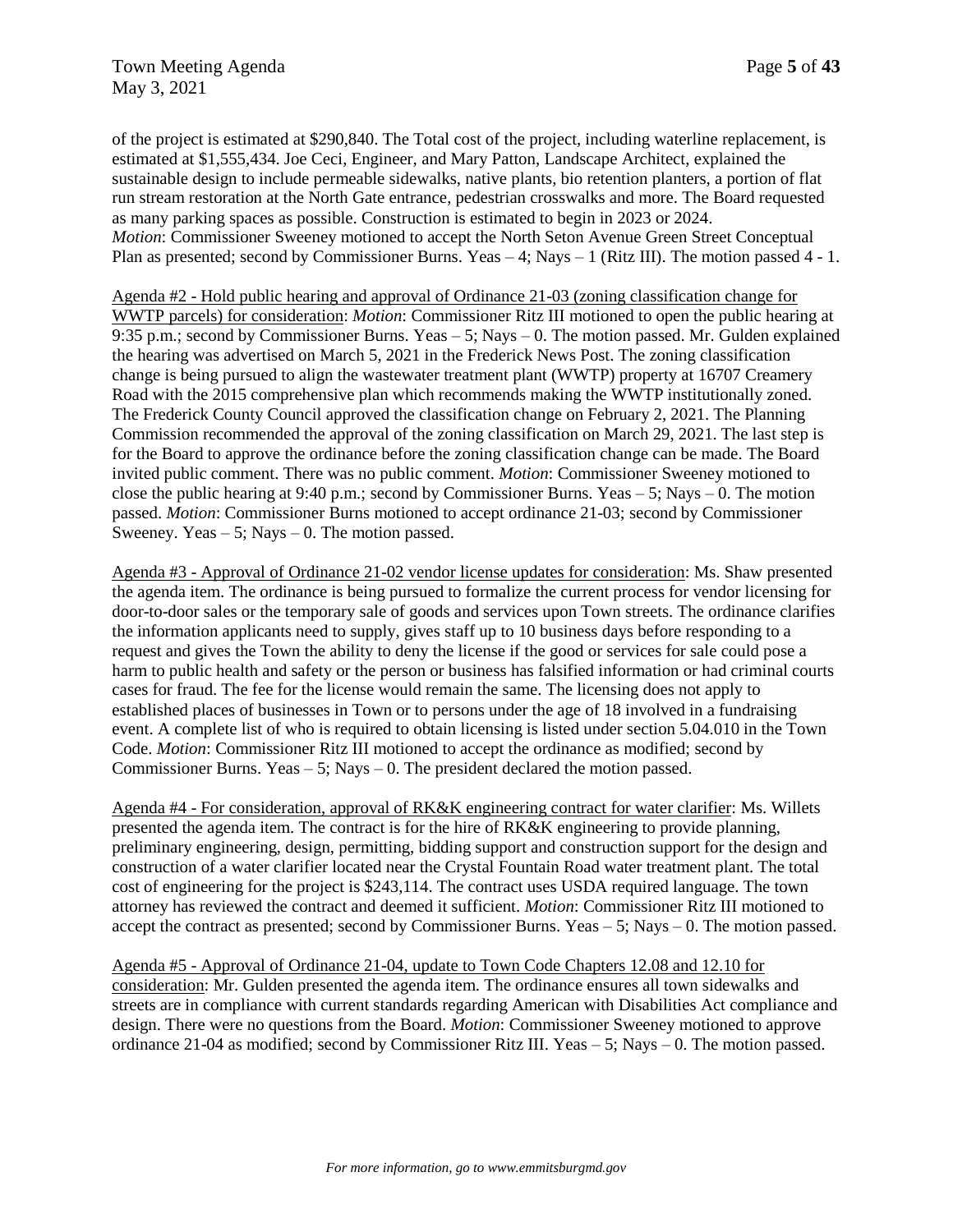of the project is estimated at $290,840. The Total cost of the project, including waterline replacement, is estimated at $1,555,434. Joe Ceci, Engineer, and Mary Patton, Landscape Architect, explained the sustainable design to include permeable sidewalks, native plants, bio retention planters, a portion of flat run stream restoration at the North Gate entrance, pedestrian crosswalks and more. The Board requested as many parking spaces as possible. Construction is estimated to begin in 2023 or 2024. *Motion*: Commissioner Sweeney motioned to accept the North Seton Avenue Green Street Conceptual Plan as presented; second by Commissioner Burns. Yeas – 4; Nays – 1 (Ritz III). The motion passed 4 - 1.

<u>Agenda #2 - Hold public hearing and approval of Ordinance 21-03 (zoning classification change for WWTP parcels) for consideration</u>: *Motion*: Commissioner Ritz III motioned to open the public hearing at 9:35 p.m.; second by Commissioner Burns. Yeas – 5; Nays – 0. The motion passed. Mr. Gulden explained the hearing was advertised on March 5, 2021 in the Frederick News Post. The zoning classification change is being pursued to align the wastewater treatment plant (WWTP) property at 16707 Creamery Road with the 2015 comprehensive plan which recommends making the WWTP institutionally zoned. The Frederick County Council approved the classification change on February 2, 2021. The Planning Commission recommended the approval of the zoning classification on March 29, 2021. The last step is for the Board to approve the ordinance before the zoning classification change can be made. The Board invited public comment. There was no public comment. *Motion*: Commissioner Sweeney motioned to close the public hearing at 9:40 p.m.; second by Commissioner Burns. Yeas – 5; Nays – 0. The motion passed. *Motion*: Commissioner Burns motioned to accept ordinance 21-03; second by Commissioner Sweeney. Yeas – 5; Nays – 0. The motion passed.

<u>Agenda #3 - Approval of Ordinance 21-02 vendor license updates for consideration</u>: Ms. Shaw presented the agenda item. The ordinance is being pursued to formalize the current process for vendor licensing for door-to-door sales or the temporary sale of goods and services upon Town streets. The ordinance clarifies the information applicants need to supply, gives staff up to 10 business days before responding to a request and gives the Town the ability to deny the license if the good or services for sale could pose a harm to public health and safety or the person or business has falsified information or had criminal courts cases for fraud. The fee for the license would remain the same. The licensing does not apply to established places of businesses in Town or to persons under the age of 18 involved in a fundraising event. A complete list of who is required to obtain licensing is listed under section 5.04.010 in the Town Code. *Motion*: Commissioner Ritz III motioned to accept the ordinance as modified; second by Commissioner Burns. Yeas – 5; Nays – 0. The president declared the motion passed.

<u>Agenda #4 - For consideration, approval of RK&K engineering contract for water clarifier</u>: Ms. Willets presented the agenda item. The contract is for the hire of RK&K engineering to provide planning, preliminary engineering, design, permitting, bidding support and construction support for the design and construction of a water clarifier located near the Crystal Fountain Road water treatment plant. The total cost of engineering for the project is $243,114. The contract uses USDA required language. The town attorney has reviewed the contract and deemed it sufficient. *Motion*: Commissioner Ritz III motioned to accept the contract as presented; second by Commissioner Burns. Yeas – 5; Nays – 0. The motion passed.

<u>Agenda #5 - Approval of Ordinance 21-04, update to Town Code Chapters 12.08 and 12.10 for consideration</u>: Mr. Gulden presented the agenda item. The ordinance ensures all town sidewalks and streets are in compliance with current standards regarding American with Disabilities Act compliance and design. There were no questions from the Board. *Motion*: Commissioner Sweeney motioned to approve ordinance 21-04 as modified; second by Commissioner Ritz III. Yeas – 5; Nays – 0. The motion passed.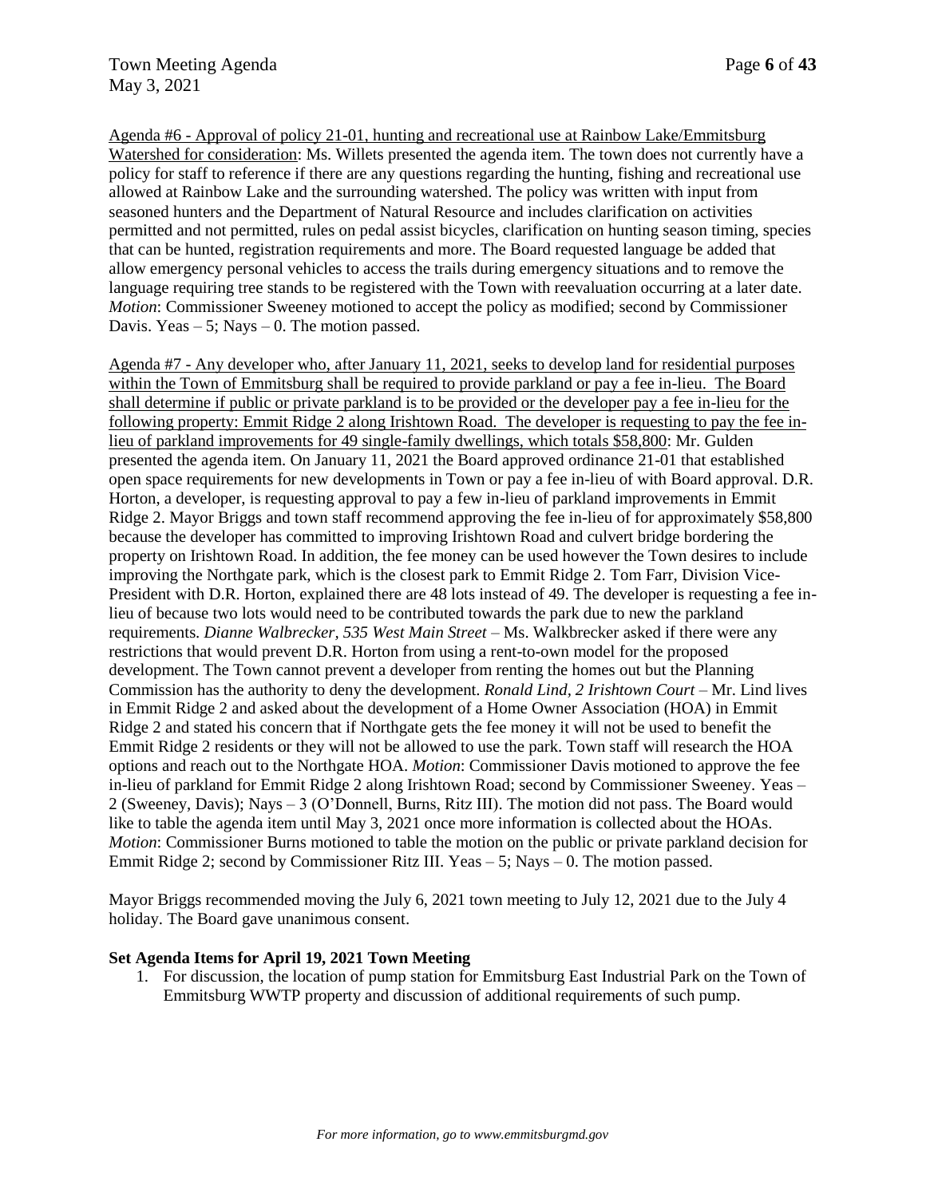Agenda #6 - Approval of policy 21-01, hunting and recreational use at Rainbow Lake/Emmitsburg Watershed for consideration: Ms. Willets presented the agenda item. The town does not currently have a policy for staff to reference if there are any questions regarding the hunting, fishing and recreational use allowed at Rainbow Lake and the surrounding watershed. The policy was written with input from seasoned hunters and the Department of Natural Resource and includes clarification on activities permitted and not permitted, rules on pedal assist bicycles, clarification on hunting season timing, species that can be hunted, registration requirements and more. The Board requested language be added that allow emergency personal vehicles to access the trails during emergency situations and to remove the language requiring tree stands to be registered with the Town with reevaluation occurring at a later date. *Motion*: Commissioner Sweeney motioned to accept the policy as modified; second by Commissioner Davis. Yeas – 5; Nays – 0. The motion passed.

Agenda #7 - Any developer who, after January 11, 2021, seeks to develop land for residential purposes within the Town of Emmitsburg shall be required to provide parkland or pay a fee in-lieu. The Board shall determine if public or private parkland is to be provided or the developer pay a fee in-lieu for the following property: Emmit Ridge 2 along Irishtown Road. The developer is requesting to pay the fee in-lieu of parkland improvements for 49 single-family dwellings, which totals $58,800: Mr. Gulden presented the agenda item. On January 11, 2021 the Board approved ordinance 21-01 that established open space requirements for new developments in Town or pay a fee in-lieu of with Board approval. D.R. Horton, a developer, is requesting approval to pay a few in-lieu of parkland improvements in Emmit Ridge 2. Mayor Briggs and town staff recommend approving the fee in-lieu of for approximately $58,800 because the developer has committed to improving Irishtown Road and culvert bridge bordering the property on Irishtown Road. In addition, the fee money can be used however the Town desires to include improving the Northgate park, which is the closest park to Emmit Ridge 2. Tom Farr, Division Vice-President with D.R. Horton, explained there are 48 lots instead of 49. The developer is requesting a fee in-lieu of because two lots would need to be contributed towards the park due to new the parkland requirements. *Dianne Walbrecker, 535 West Main Street* – Ms. Walkbrecker asked if there were any restrictions that would prevent D.R. Horton from using a rent-to-own model for the proposed development. The Town cannot prevent a developer from renting the homes out but the Planning Commission has the authority to deny the development. *Ronald Lind, 2 Irishtown Court* – Mr. Lind lives in Emmit Ridge 2 and asked about the development of a Home Owner Association (HOA) in Emmit Ridge 2 and stated his concern that if Northgate gets the fee money it will not be used to benefit the Emmit Ridge 2 residents or they will not be allowed to use the park. Town staff will research the HOA options and reach out to the Northgate HOA. *Motion*: Commissioner Davis motioned to approve the fee in-lieu of parkland for Emmit Ridge 2 along Irishtown Road; second by Commissioner Sweeney. Yeas – 2 (Sweeney, Davis); Nays – 3 (O'Donnell, Burns, Ritz III). The motion did not pass. The Board would like to table the agenda item until May 3, 2021 once more information is collected about the HOAs. *Motion*: Commissioner Burns motioned to table the motion on the public or private parkland decision for Emmit Ridge 2; second by Commissioner Ritz III. Yeas – 5; Nays – 0. The motion passed.

Mayor Briggs recommended moving the July 6, 2021 town meeting to July 12, 2021 due to the July 4 holiday. The Board gave unanimous consent.

**Set Agenda Items for April 19, 2021 Town Meeting**

1. For discussion, the location of pump station for Emmitsburg East Industrial Park on the Town of Emmitsburg WWTP property and discussion of additional requirements of such pump.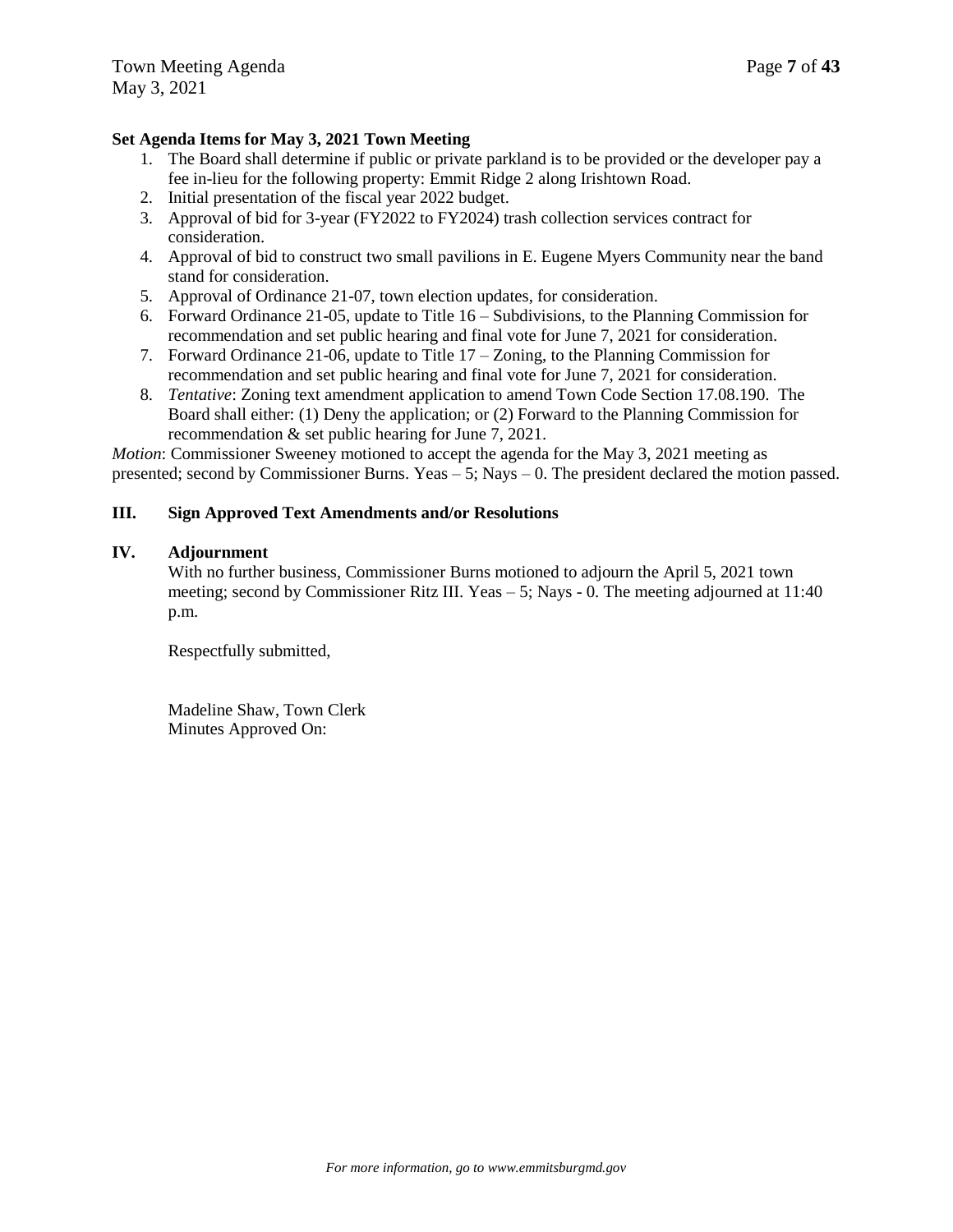**Set Agenda Items for May 3, 2021 Town Meeting**

1. The Board shall determine if public or private parkland is to be provided or the developer pay a fee in-lieu for the following property: Emmit Ridge 2 along Irishtown Road.
2. Initial presentation of the fiscal year 2022 budget.
3. Approval of bid for 3-year (FY2022 to FY2024) trash collection services contract for consideration.
4. Approval of bid to construct two small pavilions in E. Eugene Myers Community near the band stand for consideration.
5. Approval of Ordinance 21-07, town election updates, for consideration.
6. Forward Ordinance 21-05, update to Title 16 – Subdivisions, to the Planning Commission for recommendation and set public hearing and final vote for June 7, 2021 for consideration.
7. Forward Ordinance 21-06, update to Title 17 – Zoning, to the Planning Commission for recommendation and set public hearing and final vote for June 7, 2021 for consideration.
8. *Tentative*: Zoning text amendment application to amend Town Code Section 17.08.190. The Board shall either: (1) Deny the application; or (2) Forward to the Planning Commission for recommendation & set public hearing for June 7, 2021.

*Motion*: Commissioner Sweeney motioned to accept the agenda for the May 3, 2021 meeting as presented; second by Commissioner Burns. Yeas – 5; Nays – 0. The president declared the motion passed.

## III. Sign Approved Text Amendments and/or Resolutions

## IV. Adjournment

With no further business, Commissioner Burns motioned to adjourn the April 5, 2021 town meeting; second by Commissioner Ritz III. Yeas – 5; Nays - 0. The meeting adjourned at 11:40 p.m.

Respectfully submitted,

Madeline Shaw, Town Clerk
Minutes Approved On:

*For more information, go to www.emmitsburgmd.gov*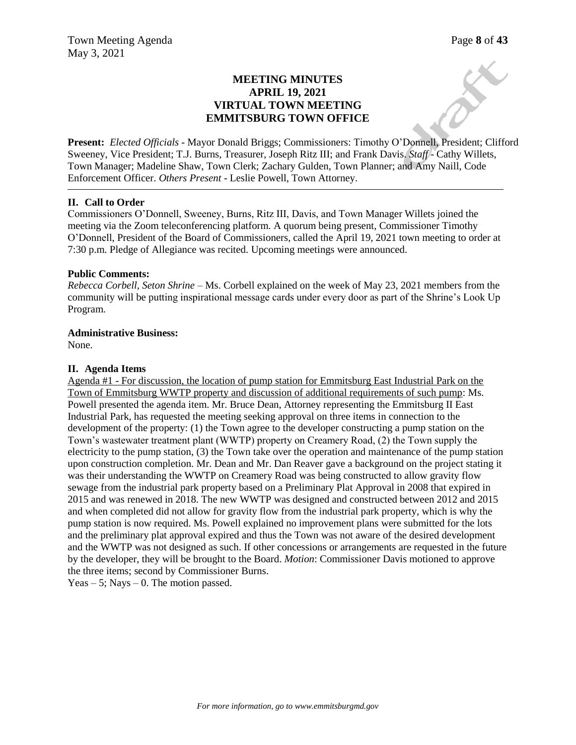## MEETING MINUTES
## APRIL 19, 2021
## VIRTUAL TOWN MEETING
## EMMITSBURG TOWN OFFICE

**Present:** *Elected Officials* - Mayor Donald Briggs; Commissioners: Timothy O'Donnell, President; Clifford Sweeney, Vice President; T.J. Burns, Treasurer, Joseph Ritz III; and Frank Davis. *Staff* - Cathy Willets, Town Manager; Madeline Shaw, Town Clerk; Zachary Gulden, Town Planner; and Amy Naill, Code Enforcement Officer. *Others Present* - Leslie Powell, Town Attorney.

---

### II. Call to Order

Commissioners O'Donnell, Sweeney, Burns, Ritz III, Davis, and Town Manager Willets joined the meeting via the Zoom teleconferencing platform. A quorum being present, Commissioner Timothy O'Donnell, President of the Board of Commissioners, called the April 19, 2021 town meeting to order at 7:30 p.m. Pledge of Allegiance was recited. Upcoming meetings were announced.

**Public Comments:**

*Rebecca Corbell, Seton Shrine* – Ms. Corbell explained on the week of May 23, 2021 members from the community will be putting inspirational message cards under every door as part of the Shrine's Look Up Program.

**Administrative Business:**

None.

### II. Agenda Items

Agenda #1 - For discussion, the location of pump station for Emmitsburg East Industrial Park on the Town of Emmitsburg WWTP property and discussion of additional requirements of such pump: Ms. Powell presented the agenda item. Mr. Bruce Dean, Attorney representing the Emmitsburg II East Industrial Park, has requested the meeting seeking approval on three items in connection to the development of the property: (1) the Town agree to the developer constructing a pump station on the Town's wastewater treatment plant (WWTP) property on Creamery Road, (2) the Town supply the electricity to the pump station, (3) the Town take over the operation and maintenance of the pump station upon construction completion. Mr. Dean and Mr. Dan Reaver gave a background on the project stating it was their understanding the WWTP on Creamery Road was being constructed to allow gravity flow sewage from the industrial park property based on a Preliminary Plat Approval in 2008 that expired in 2015 and was renewed in 2018. The new WWTP was designed and constructed between 2012 and 2015 and when completed did not allow for gravity flow from the industrial park property, which is why the pump station is now required. Ms. Powell explained no improvement plans were submitted for the lots and the preliminary plat approval expired and thus the Town was not aware of the desired development and the WWTP was not designed as such. If other concessions or arrangements are requested in the future by the developer, they will be brought to the Board. *Motion*: Commissioner Davis motioned to approve the three items; second by Commissioner Burns.

Yeas – 5; Nays – 0. The motion passed.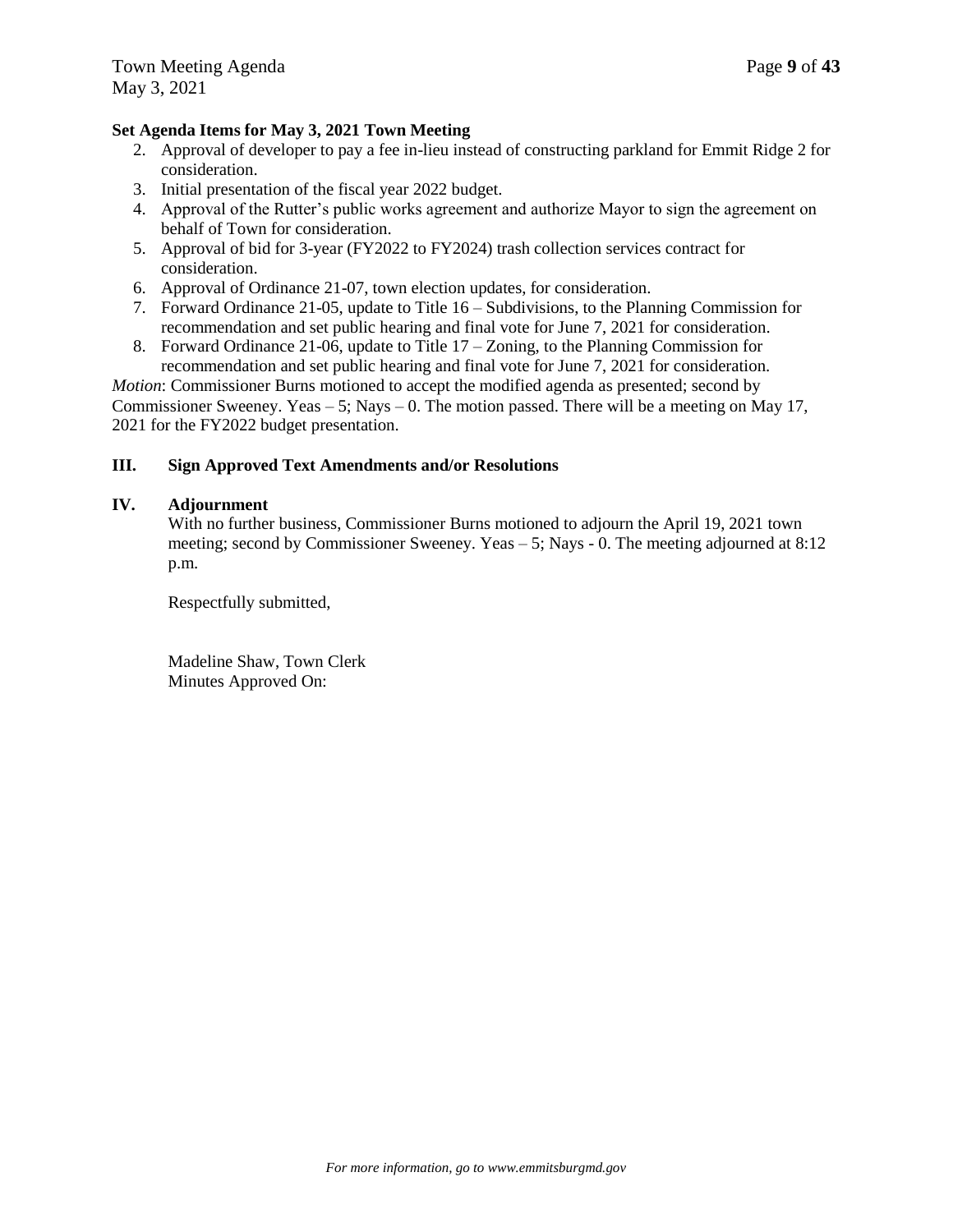**Set Agenda Items for May 3, 2021 Town Meeting**

2. Approval of developer to pay a fee in-lieu instead of constructing parkland for Emmit Ridge 2 for consideration.
3. Initial presentation of the fiscal year 2022 budget.
4. Approval of the Rutter's public works agreement and authorize Mayor to sign the agreement on behalf of Town for consideration.
5. Approval of bid for 3-year (FY2022 to FY2024) trash collection services contract for consideration.
6. Approval of Ordinance 21-07, town election updates, for consideration.
7. Forward Ordinance 21-05, update to Title 16 – Subdivisions, to the Planning Commission for recommendation and set public hearing and final vote for June 7, 2021 for consideration.
8. Forward Ordinance 21-06, update to Title 17 – Zoning, to the Planning Commission for recommendation and set public hearing and final vote for June 7, 2021 for consideration.

*Motion*: Commissioner Burns motioned to accept the modified agenda as presented; second by Commissioner Sweeney. Yeas – 5; Nays – 0. The motion passed. There will be a meeting on May 17, 2021 for the FY2022 budget presentation.

## III. Sign Approved Text Amendments and/or Resolutions

## IV. Adjournment

With no further business, Commissioner Burns motioned to adjourn the April 19, 2021 town meeting; second by Commissioner Sweeney. Yeas – 5; Nays - 0. The meeting adjourned at 8:12 p.m.

Respectfully submitted,

Madeline Shaw, Town Clerk
Minutes Approved On: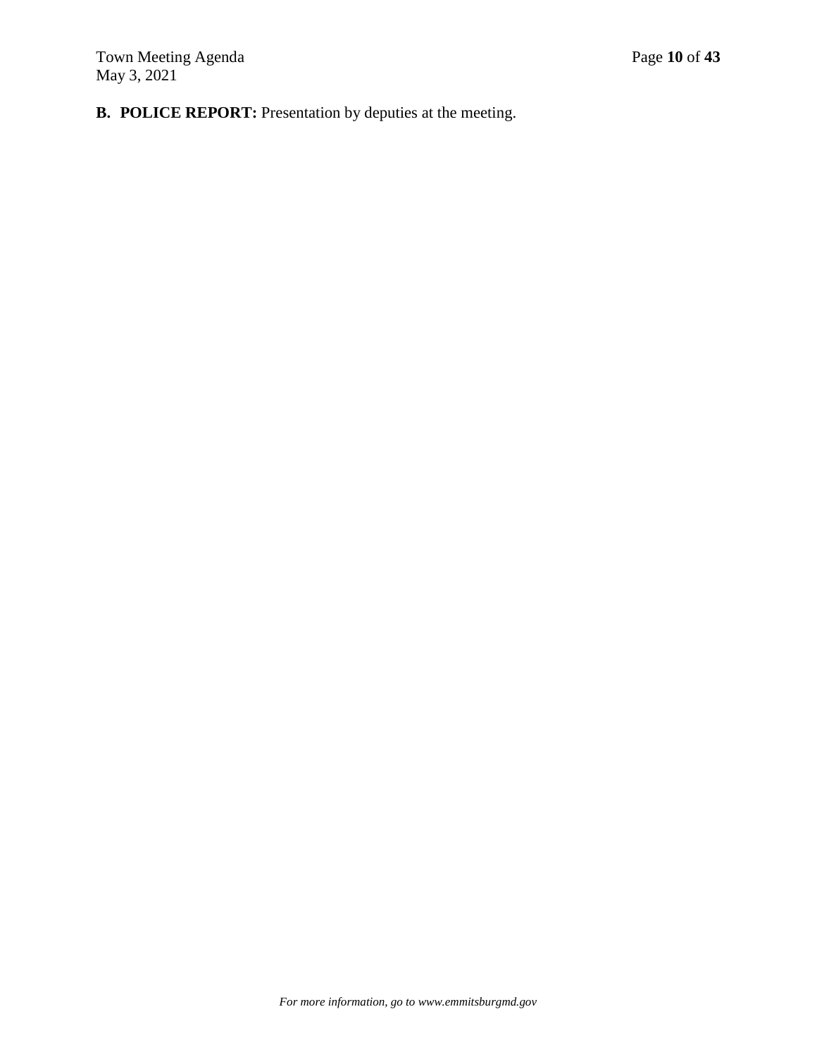**B. POLICE REPORT:** Presentation by deputies at the meeting.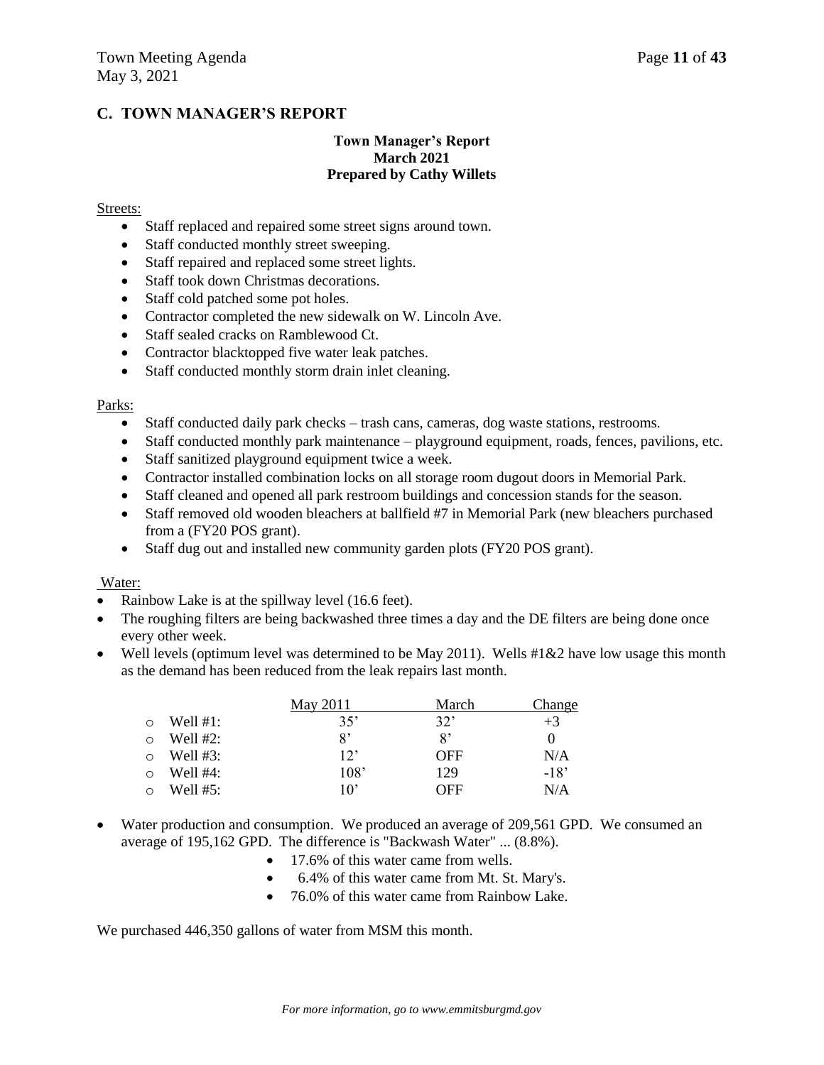## C. TOWN MANAGER'S REPORT

**Town Manager's Report**
**March 2021**
**Prepared by Cathy Willets**

Streets:

- Staff replaced and repaired some street signs around town.
- Staff conducted monthly street sweeping.
- Staff repaired and replaced some street lights.
- Staff took down Christmas decorations.
- Staff cold patched some pot holes.
- Contractor completed the new sidewalk on W. Lincoln Ave.
- Staff sealed cracks on Ramblewood Ct.
- Contractor blacktopped five water leak patches.
- Staff conducted monthly storm drain inlet cleaning.

Parks:

- Staff conducted daily park checks – trash cans, cameras, dog waste stations, restrooms.
- Staff conducted monthly park maintenance – playground equipment, roads, fences, pavilions, etc.
- Staff sanitized playground equipment twice a week.
- Contractor installed combination locks on all storage room dugout doors in Memorial Park.
- Staff cleaned and opened all park restroom buildings and concession stands for the season.
- Staff removed old wooden bleachers at ballfield #7 in Memorial Park (new bleachers purchased from a (FY20 POS grant).
- Staff dug out and installed new community garden plots (FY20 POS grant).

Water:

- Rainbow Lake is at the spillway level (16.6 feet).
- The roughing filters are being backwashed three times a day and the DE filters are being done once every other week.
- Well levels (optimum level was determined to be May 2011). Wells #1&2 have low usage this month as the demand has been reduced from the leak repairs last month.

| | May 2011 | March | Change |
|---|---|---|---|
| Well #1: | 35' | 32' | +3 |
| Well #2: | 8' | 8' | 0 |
| Well #3: | 12' | OFF | N/A |
| Well #4: | 108' | 129 | -18' |
| Well #5: | 10' | OFF | N/A |

- Water production and consumption. We produced an average of 209,561 GPD. We consumed an average of 195,162 GPD. The difference is "Backwash Water" ... (8.8%).
    - 17.6% of this water came from wells.
    - 6.4% of this water came from Mt. St. Mary's.
    - 76.0% of this water came from Rainbow Lake.

We purchased 446,350 gallons of water from MSM this month.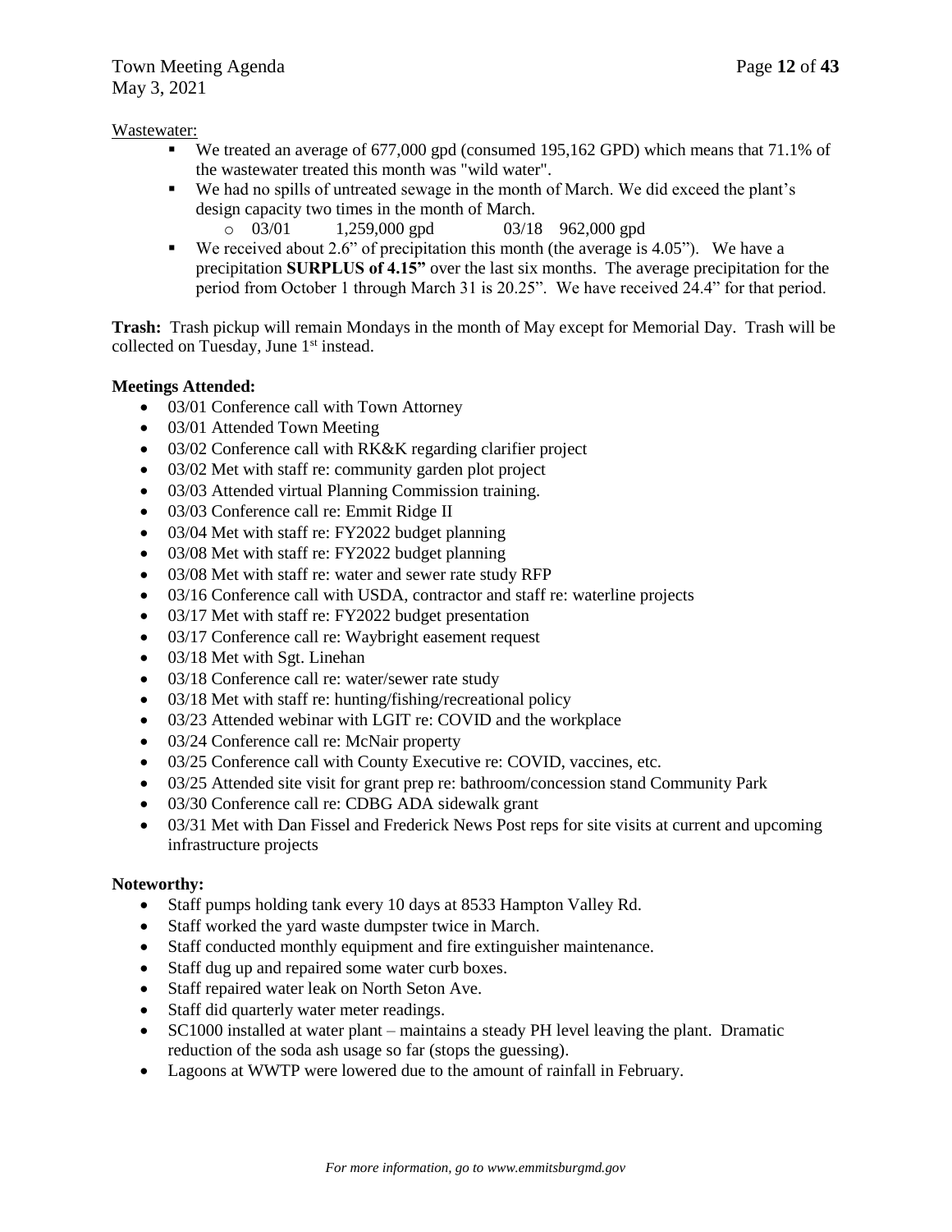Wastewater:

- We treated an average of 677,000 gpd (consumed 195,162 GPD) which means that 71.1% of the wastewater treated this month was "wild water".
- We had no spills of untreated sewage in the month of March. We did exceed the plant's design capacity two times in the month of March.
  - 03/01 1,259,000 gpd 03/18 962,000 gpd
- We received about 2.6" of precipitation this month (the average is 4.05"). We have a precipitation **SURPLUS of 4.15"** over the last six months. The average precipitation for the period from October 1 through March 31 is 20.25". We have received 24.4" for that period.

**Trash:** Trash pickup will remain Mondays in the month of May except for Memorial Day. Trash will be collected on Tuesday, June 1st instead.

**Meetings Attended:**

- 03/01 Conference call with Town Attorney
- 03/01 Attended Town Meeting
- 03/02 Conference call with RK&K regarding clarifier project
- 03/02 Met with staff re: community garden plot project
- 03/03 Attended virtual Planning Commission training.
- 03/03 Conference call re: Emmit Ridge II
- 03/04 Met with staff re: FY2022 budget planning
- 03/08 Met with staff re: FY2022 budget planning
- 03/08 Met with staff re: water and sewer rate study RFP
- 03/16 Conference call with USDA, contractor and staff re: waterline projects
- 03/17 Met with staff re: FY2022 budget presentation
- 03/17 Conference call re: Waybright easement request
- 03/18 Met with Sgt. Linehan
- 03/18 Conference call re: water/sewer rate study
- 03/18 Met with staff re: hunting/fishing/recreational policy
- 03/23 Attended webinar with LGIT re: COVID and the workplace
- 03/24 Conference call re: McNair property
- 03/25 Conference call with County Executive re: COVID, vaccines, etc.
- 03/25 Attended site visit for grant prep re: bathroom/concession stand Community Park
- 03/30 Conference call re: CDBG ADA sidewalk grant
- 03/31 Met with Dan Fissel and Frederick News Post reps for site visits at current and upcoming infrastructure projects

**Noteworthy:**

- Staff pumps holding tank every 10 days at 8533 Hampton Valley Rd.
- Staff worked the yard waste dumpster twice in March.
- Staff conducted monthly equipment and fire extinguisher maintenance.
- Staff dug up and repaired some water curb boxes.
- Staff repaired water leak on North Seton Ave.
- Staff did quarterly water meter readings.
- SC1000 installed at water plant – maintains a steady PH level leaving the plant. Dramatic reduction of the soda ash usage so far (stops the guessing).
- Lagoons at WWTP were lowered due to the amount of rainfall in February.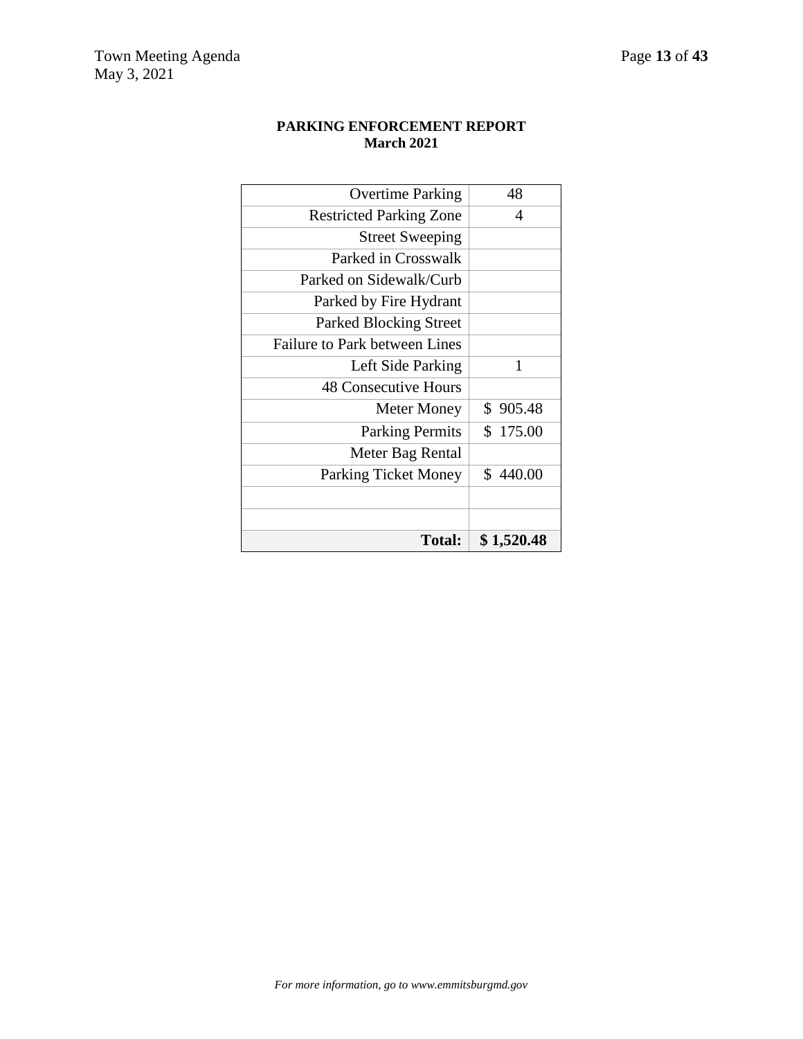**PARKING ENFORCEMENT REPORT**
**March 2021**

| | |
|---|---|
| Overtime Parking | 48 |
| Restricted Parking Zone | 4 |
| Street Sweeping | |
| Parked in Crosswalk | |
| Parked on Sidewalk/Curb | |
| Parked by Fire Hydrant | |
| Parked Blocking Street | |
| Failure to Park between Lines | |
| Left Side Parking | 1 |
| 48 Consecutive Hours | |
| Meter Money | $ 905.48 |
| Parking Permits | $ 175.00 |
| Meter Bag Rental | |
| Parking Ticket Money | $ 440.00 |
| | |
| | |
| **Total:** | **$ 1,520.48** |

*For more information, go to www.emmitsburgmd.gov*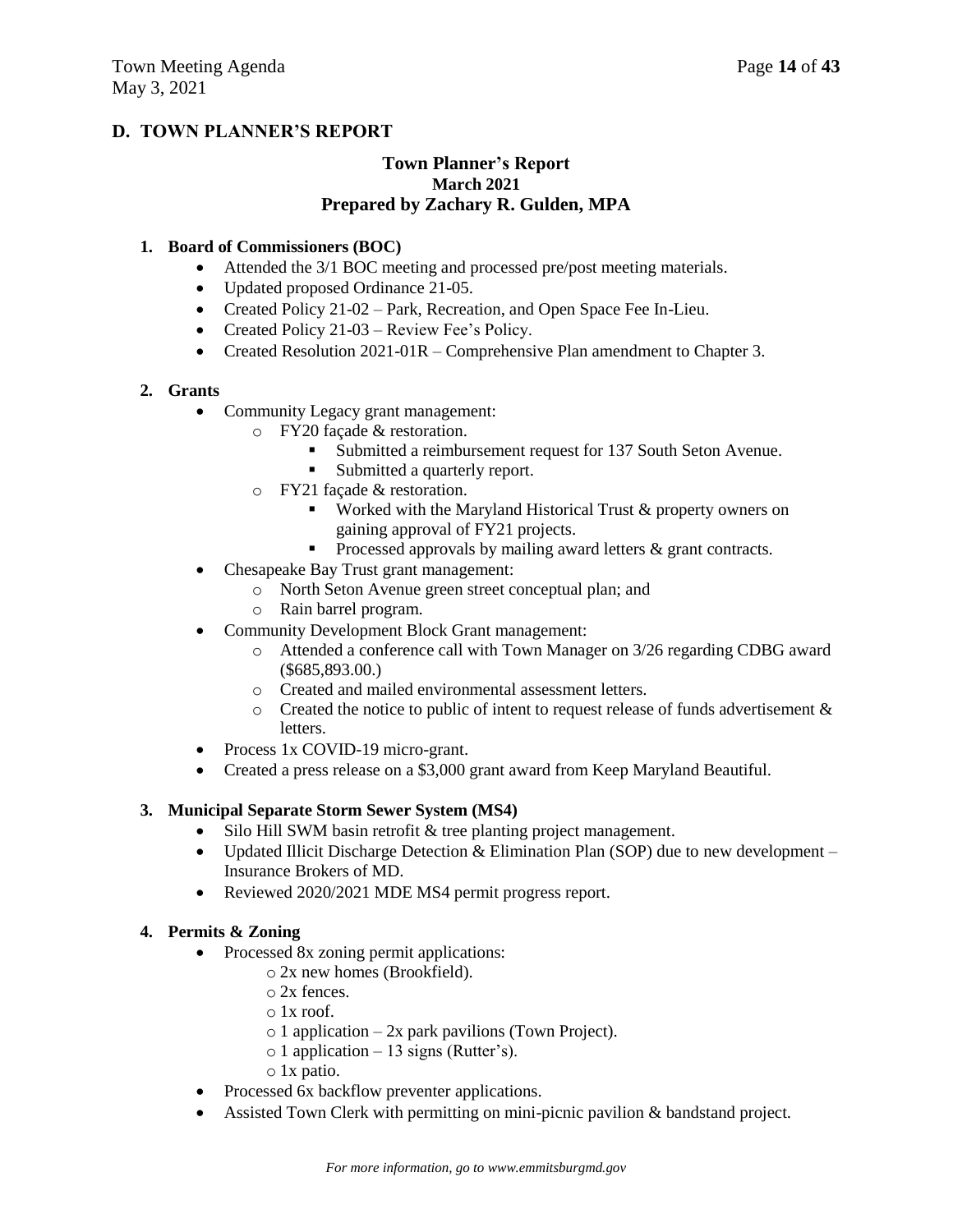## D. TOWN PLANNER'S REPORT

### Town Planner's Report
**March 2021**
**Prepared by Zachary R. Gulden, MPA**

1. **Board of Commissioners (BOC)**
   - Attended the 3/1 BOC meeting and processed pre/post meeting materials.
   - Updated proposed Ordinance 21-05.
   - Created Policy 21-02 – Park, Recreation, and Open Space Fee In-Lieu.
   - Created Policy 21-03 – Review Fee's Policy.
   - Created Resolution 2021-01R – Comprehensive Plan amendment to Chapter 3.

2. **Grants**
   - Community Legacy grant management:
     - FY20 façade & restoration.
       - Submitted a reimbursement request for 137 South Seton Avenue.
       - Submitted a quarterly report.
     - FY21 façade & restoration.
       - Worked with the Maryland Historical Trust & property owners on gaining approval of FY21 projects.
       - Processed approvals by mailing award letters & grant contracts.
   - Chesapeake Bay Trust grant management:
     - North Seton Avenue green street conceptual plan; and
     - Rain barrel program.
   - Community Development Block Grant management:
     - Attended a conference call with Town Manager on 3/26 regarding CDBG award ($685,893.00.)
     - Created and mailed environmental assessment letters.
     - Created the notice to public of intent to request release of funds advertisement & letters.
   - Process 1x COVID-19 micro-grant.
   - Created a press release on a $3,000 grant award from Keep Maryland Beautiful.

3. **Municipal Separate Storm Sewer System (MS4)**
   - Silo Hill SWM basin retrofit & tree planting project management.
   - Updated Illicit Discharge Detection & Elimination Plan (SOP) due to new development – Insurance Brokers of MD.
   - Reviewed 2020/2021 MDE MS4 permit progress report.

4. **Permits & Zoning**
   - Processed 8x zoning permit applications:
     - 2x new homes (Brookfield).
     - 2x fences.
     - 1x roof.
     - 1 application – 2x park pavilions (Town Project).
     - 1 application – 13 signs (Rutter's).
     - 1x patio.
   - Processed 6x backflow preventer applications.
   - Assisted Town Clerk with permitting on mini-picnic pavilion & bandstand project.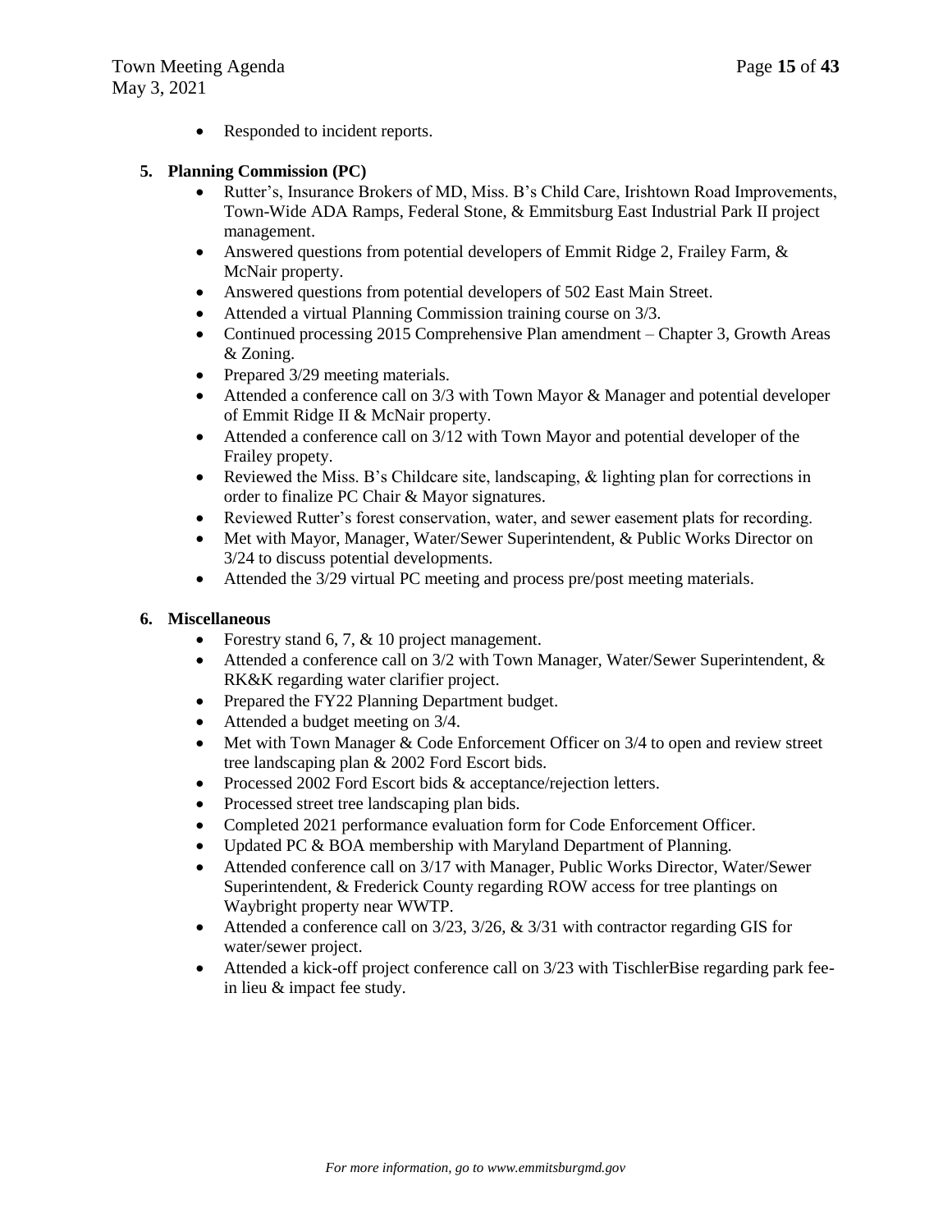- Responded to incident reports.

**5. Planning Commission (PC)**

- Rutter's, Insurance Brokers of MD, Miss. B's Child Care, Irishtown Road Improvements, Town-Wide ADA Ramps, Federal Stone, & Emmitsburg East Industrial Park II project management.
- Answered questions from potential developers of Emmit Ridge 2, Frailey Farm, & McNair property.
- Answered questions from potential developers of 502 East Main Street.
- Attended a virtual Planning Commission training course on 3/3.
- Continued processing 2015 Comprehensive Plan amendment – Chapter 3, Growth Areas & Zoning.
- Prepared 3/29 meeting materials.
- Attended a conference call on 3/3 with Town Mayor & Manager and potential developer of Emmit Ridge II & McNair property.
- Attended a conference call on 3/12 with Town Mayor and potential developer of the Frailey propety.
- Reviewed the Miss. B's Childcare site, landscaping, & lighting plan for corrections in order to finalize PC Chair & Mayor signatures.
- Reviewed Rutter's forest conservation, water, and sewer easement plats for recording.
- Met with Mayor, Manager, Water/Sewer Superintendent, & Public Works Director on 3/24 to discuss potential developments.
- Attended the 3/29 virtual PC meeting and process pre/post meeting materials.

**6. Miscellaneous**

- Forestry stand 6, 7, & 10 project management.
- Attended a conference call on 3/2 with Town Manager, Water/Sewer Superintendent, & RK&K regarding water clarifier project.
- Prepared the FY22 Planning Department budget.
- Attended a budget meeting on 3/4.
- Met with Town Manager & Code Enforcement Officer on 3/4 to open and review street tree landscaping plan & 2002 Ford Escort bids.
- Processed 2002 Ford Escort bids & acceptance/rejection letters.
- Processed street tree landscaping plan bids.
- Completed 2021 performance evaluation form for Code Enforcement Officer.
- Updated PC & BOA membership with Maryland Department of Planning.
- Attended conference call on 3/17 with Manager, Public Works Director, Water/Sewer Superintendent, & Frederick County regarding ROW access for tree plantings on Waybright property near WWTP.
- Attended a conference call on 3/23, 3/26, & 3/31 with contractor regarding GIS for water/sewer project.
- Attended a kick-off project conference call on 3/23 with TischlerBise regarding park fee-in lieu & impact fee study.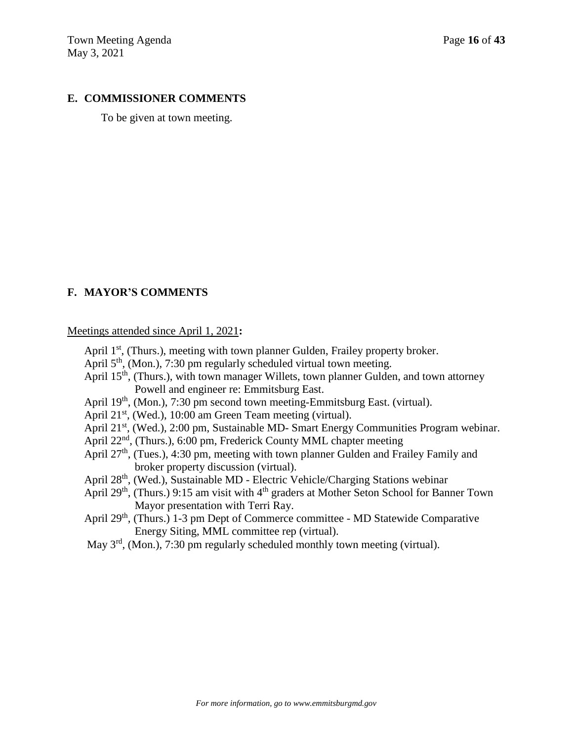## E. COMMISSIONER COMMENTS

To be given at town meeting.

## F. MAYOR'S COMMENTS

Meetings attended since April 1, 2021**:**

April 1st, (Thurs.), meeting with town planner Gulden, Frailey property broker.
April 5th, (Mon.), 7:30 pm regularly scheduled virtual town meeting.
April 15th, (Thurs.), with town manager Willets, town planner Gulden, and town attorney Powell and engineer re: Emmitsburg East.
April 19th, (Mon.), 7:30 pm second town meeting-Emmitsburg East. (virtual).
April 21st, (Wed.), 10:00 am Green Team meeting (virtual).
April 21st, (Wed.), 2:00 pm, Sustainable MD- Smart Energy Communities Program webinar.
April 22nd, (Thurs.), 6:00 pm, Frederick County MML chapter meeting
April 27th, (Tues.), 4:30 pm, meeting with town planner Gulden and Frailey Family and broker property discussion (virtual).
April 28th, (Wed.), Sustainable MD - Electric Vehicle/Charging Stations webinar
April 29th, (Thurs.) 9:15 am visit with 4th graders at Mother Seton School for Banner Town Mayor presentation with Terri Ray.
April 29th, (Thurs.) 1-3 pm Dept of Commerce committee - MD Statewide Comparative Energy Siting, MML committee rep (virtual).
May 3rd, (Mon.), 7:30 pm regularly scheduled monthly town meeting (virtual).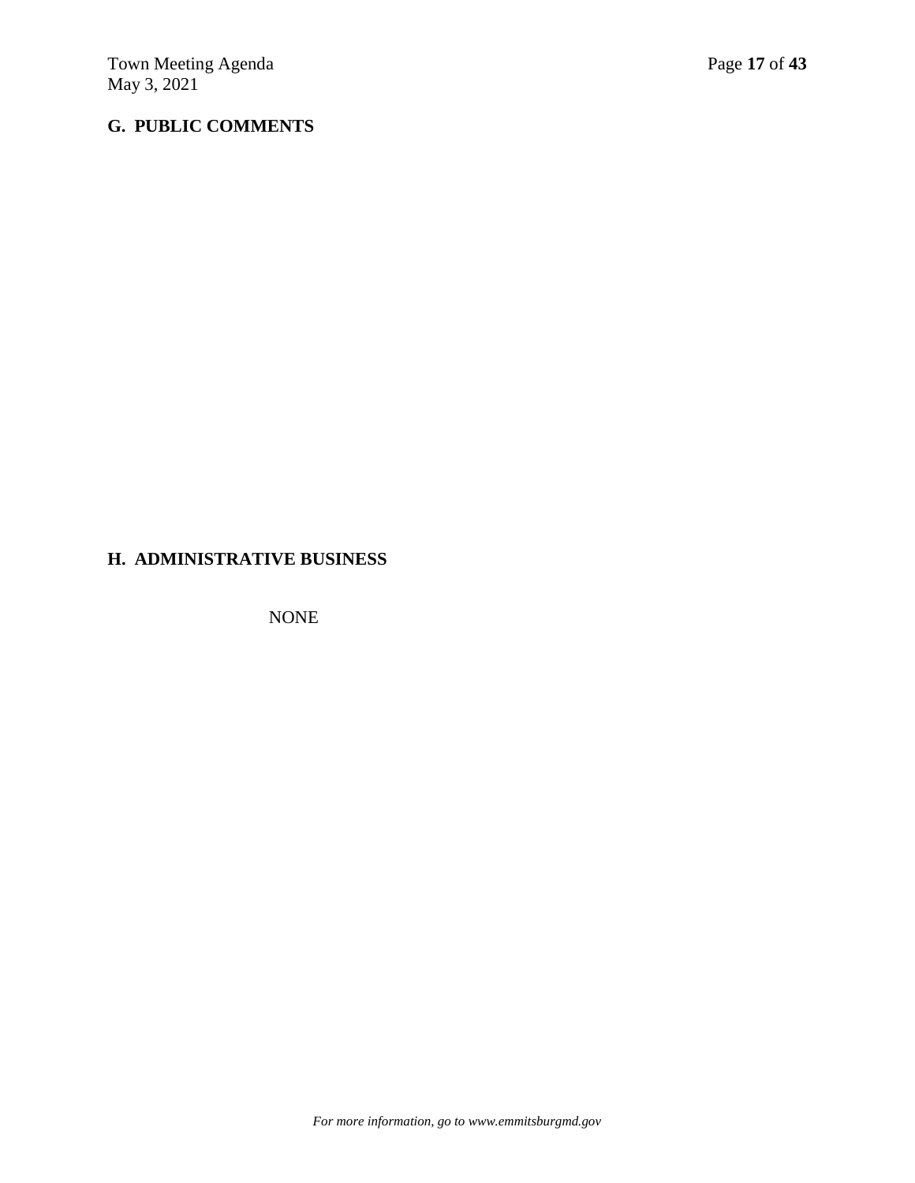## G. PUBLIC COMMENTS

## H. ADMINISTRATIVE BUSINESS

NONE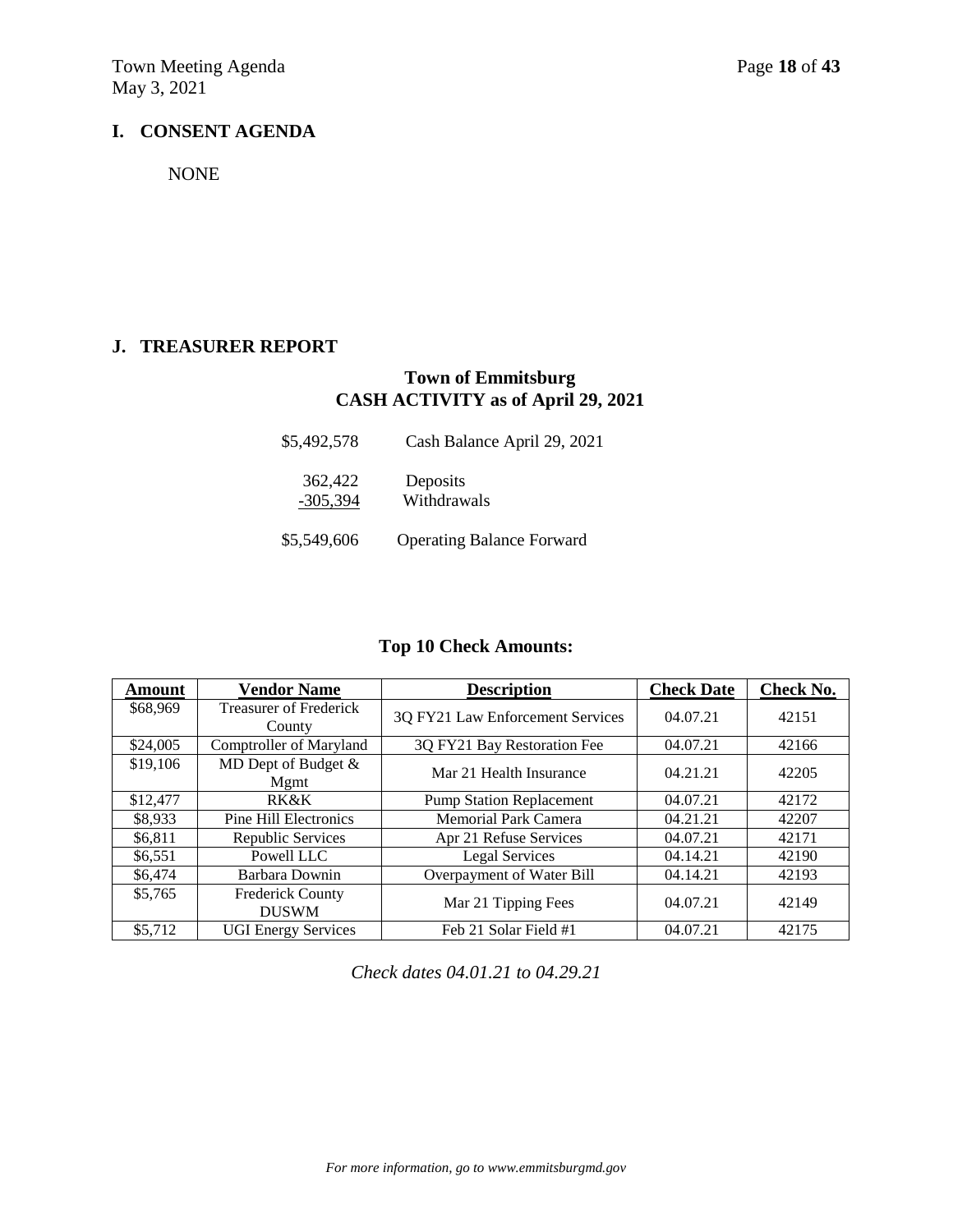## I. CONSENT AGENDA

NONE

## J. TREASURER REPORT

### Town of Emmitsburg
### CASH ACTIVITY as of April 29, 2021

| | |
|---|---|
| \$5,492,578 | Cash Balance April 29, 2021 |
| 362,422 | Deposits |
| -305,394 | Withdrawals |
| \$5,549,606 | Operating Balance Forward |

### Top 10 Check Amounts:

| Amount | Vendor Name | Description | Check Date | Check No. |
|---|---|---|---|---|
| \$68,969 | Treasurer of Frederick County | 3Q FY21 Law Enforcement Services | 04.07.21 | 42151 |
| \$24,005 | Comptroller of Maryland | 3Q FY21 Bay Restoration Fee | 04.07.21 | 42166 |
| \$19,106 | MD Dept of Budget & Mgmt | Mar 21 Health Insurance | 04.21.21 | 42205 |
| \$12,477 | RK&K | Pump Station Replacement | 04.07.21 | 42172 |
| \$8,933 | Pine Hill Electronics | Memorial Park Camera | 04.21.21 | 42207 |
| \$6,811 | Republic Services | Apr 21 Refuse Services | 04.07.21 | 42171 |
| \$6,551 | Powell LLC | Legal Services | 04.14.21 | 42190 |
| \$6,474 | Barbara Downin | Overpayment of Water Bill | 04.14.21 | 42193 |
| \$5,765 | Frederick County DUSWM | Mar 21 Tipping Fees | 04.07.21 | 42149 |
| \$5,712 | UGI Energy Services | Feb 21 Solar Field #1 | 04.07.21 | 42175 |

*Check dates 04.01.21 to 04.29.21*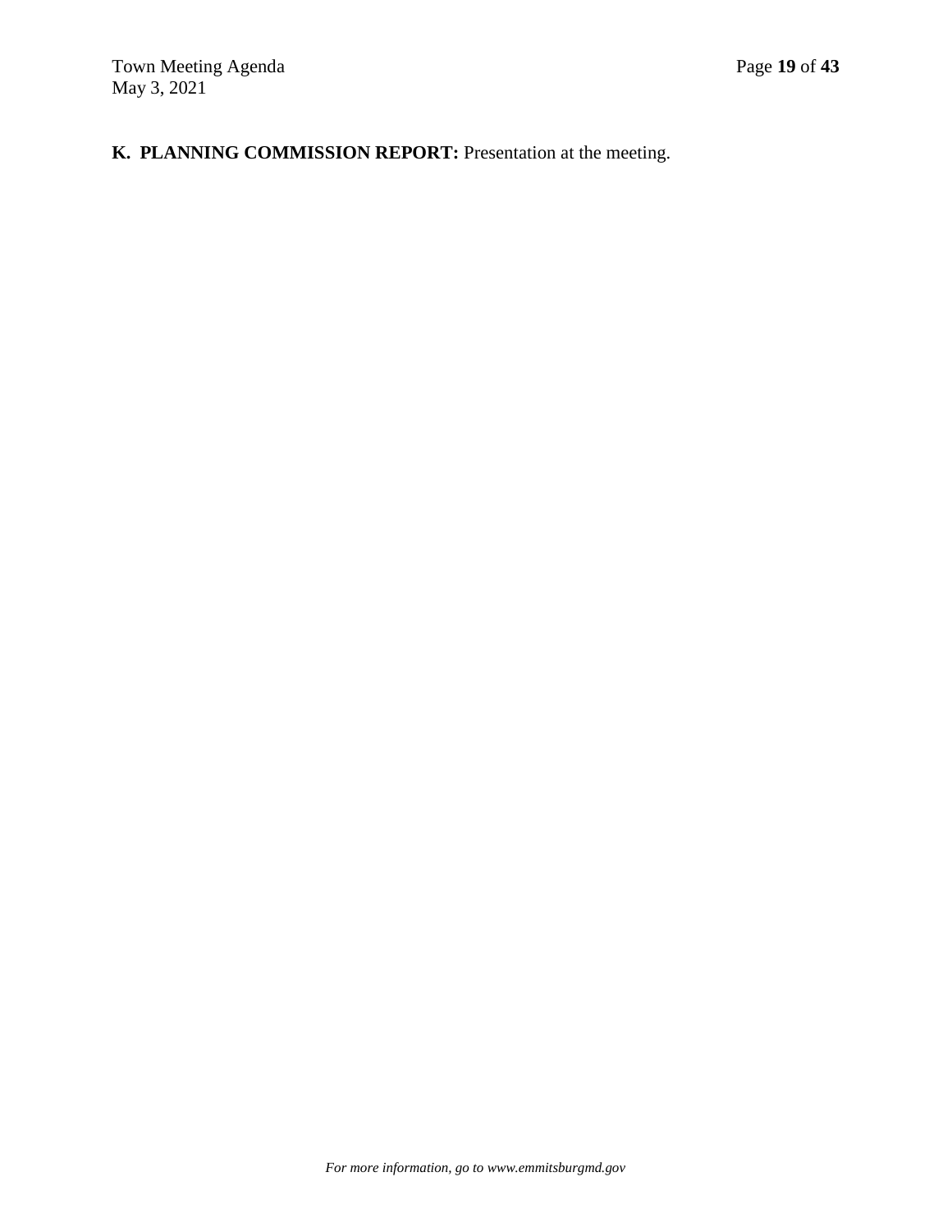**K. PLANNING COMMISSION REPORT:** Presentation at the meeting.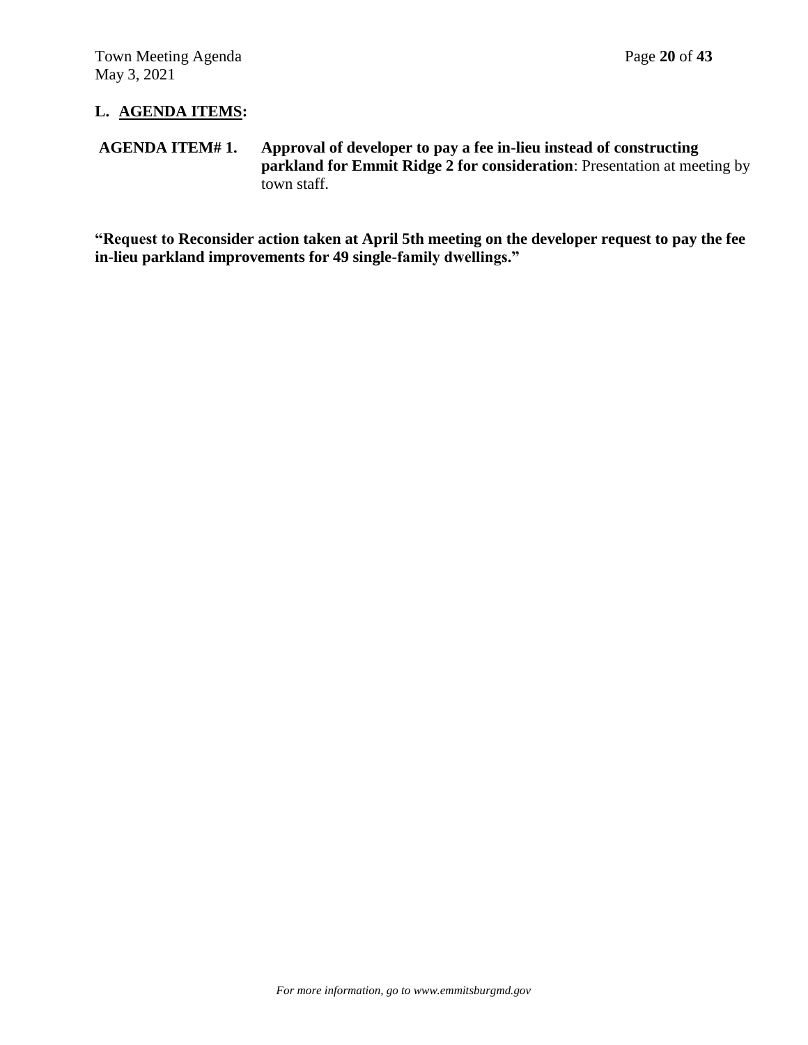## L. AGENDA ITEMS:

**AGENDA ITEM# 1. Approval of developer to pay a fee in-lieu instead of constructing parkland for Emmit Ridge 2 for consideration**: Presentation at meeting by town staff.

**"Request to Reconsider action taken at April 5th meeting on the developer request to pay the fee in-lieu parkland improvements for 49 single-family dwellings."**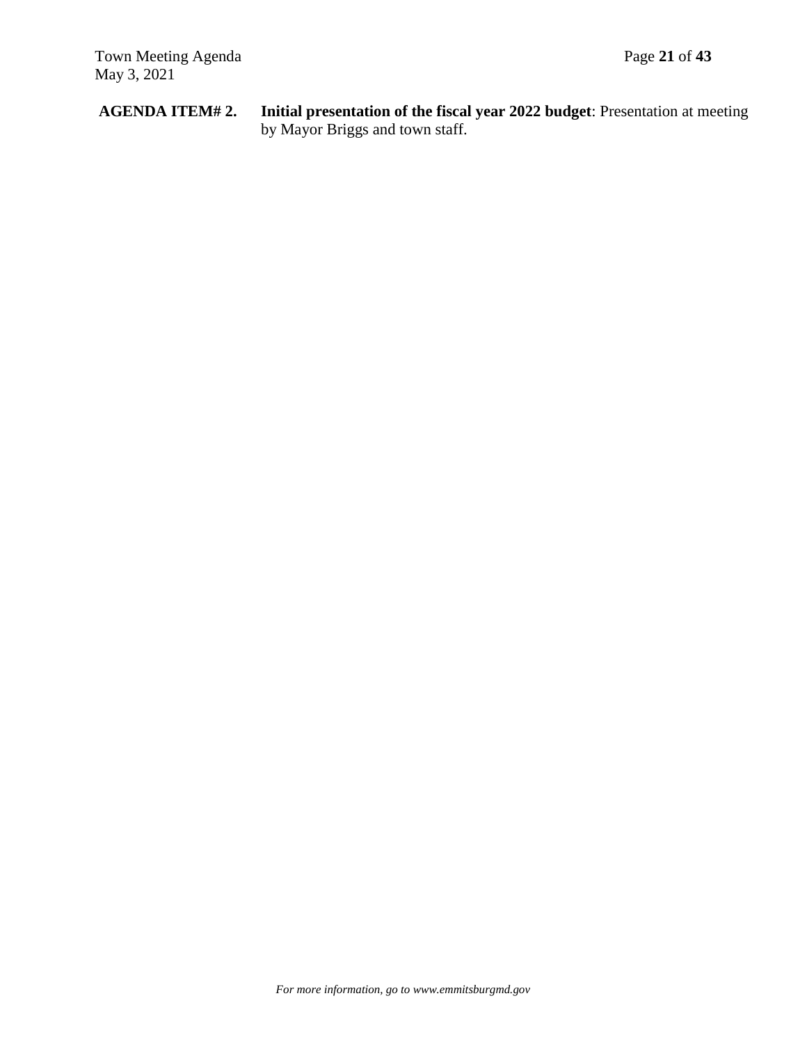**AGENDA ITEM# 2.** **Initial presentation of the fiscal year 2022 budget**: Presentation at meeting by Mayor Briggs and town staff.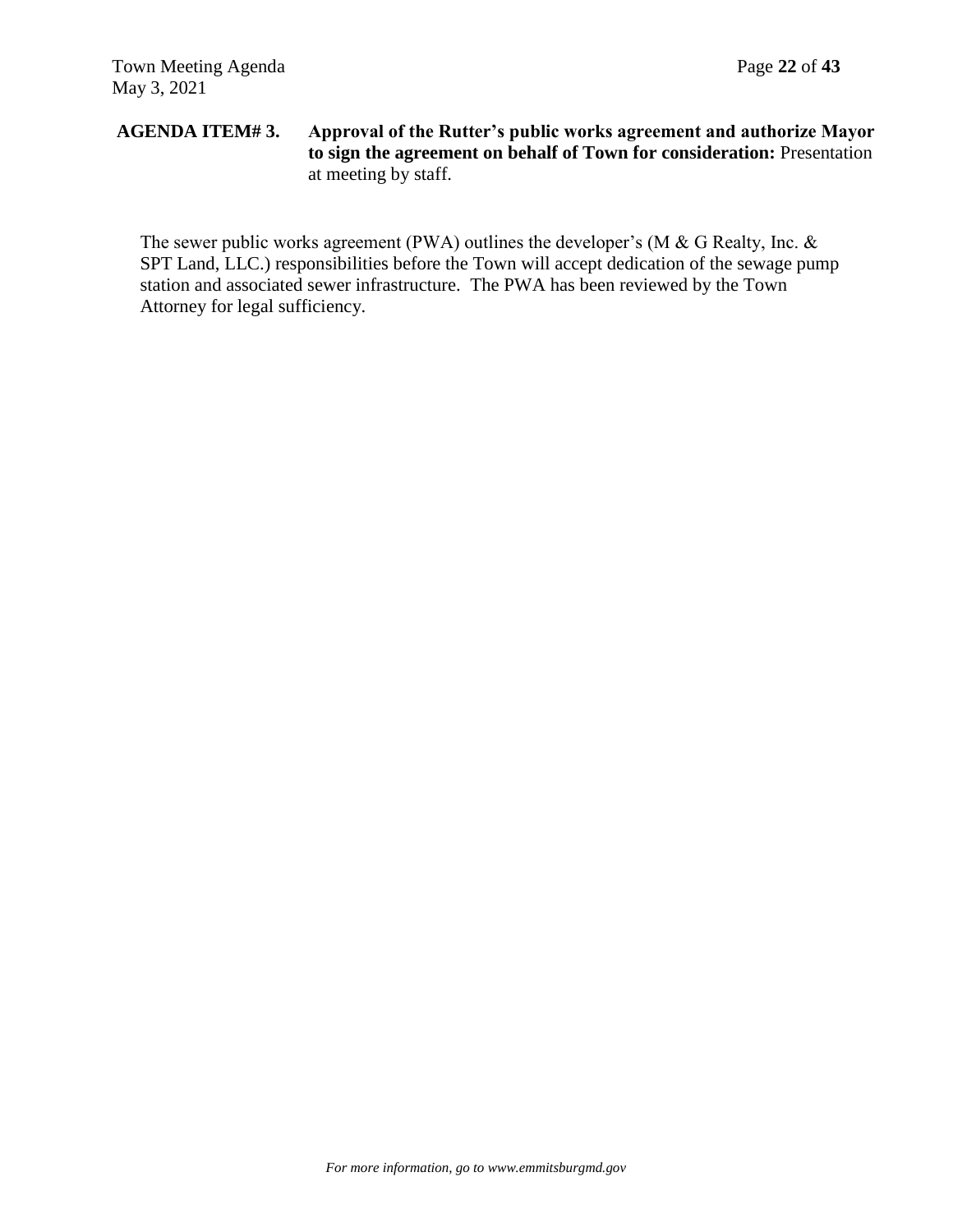**AGENDA ITEM# 3. Approval of the Rutter's public works agreement and authorize Mayor to sign the agreement on behalf of Town for consideration:** Presentation at meeting by staff.

The sewer public works agreement (PWA) outlines the developer's (M & G Realty, Inc. & SPT Land, LLC.) responsibilities before the Town will accept dedication of the sewage pump station and associated sewer infrastructure. The PWA has been reviewed by the Town Attorney for legal sufficiency.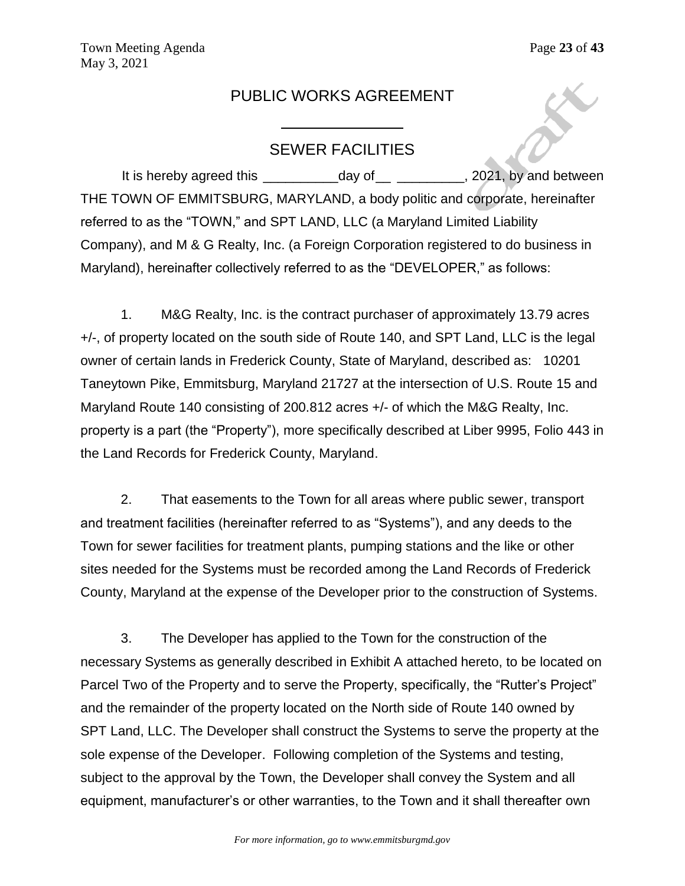# PUBLIC WORKS AGREEMENT

## SEWER FACILITIES

It is hereby agreed this __________day of__ _________, 2021, by and between THE TOWN OF EMMITSBURG, MARYLAND, a body politic and corporate, hereinafter referred to as the "TOWN," and SPT LAND, LLC (a Maryland Limited Liability Company), and M & G Realty, Inc. (a Foreign Corporation registered to do business in Maryland), hereinafter collectively referred to as the "DEVELOPER," as follows:

1. M&G Realty, Inc. is the contract purchaser of approximately 13.79 acres +/-, of property located on the south side of Route 140, and SPT Land, LLC is the legal owner of certain lands in Frederick County, State of Maryland, described as: 10201 Taneytown Pike, Emmitsburg, Maryland 21727 at the intersection of U.S. Route 15 and Maryland Route 140 consisting of 200.812 acres +/- of which the M&G Realty, Inc. property is a part (the "Property"), more specifically described at Liber 9995, Folio 443 in the Land Records for Frederick County, Maryland.

2. That easements to the Town for all areas where public sewer, transport and treatment facilities (hereinafter referred to as "Systems"), and any deeds to the Town for sewer facilities for treatment plants, pumping stations and the like or other sites needed for the Systems must be recorded among the Land Records of Frederick County, Maryland at the expense of the Developer prior to the construction of Systems.

3. The Developer has applied to the Town for the construction of the necessary Systems as generally described in Exhibit A attached hereto, to be located on Parcel Two of the Property and to serve the Property, specifically, the "Rutter's Project" and the remainder of the property located on the North side of Route 140 owned by SPT Land, LLC. The Developer shall construct the Systems to serve the property at the sole expense of the Developer. Following completion of the Systems and testing, subject to the approval by the Town, the Developer shall convey the System and all equipment, manufacturer's or other warranties, to the Town and it shall thereafter own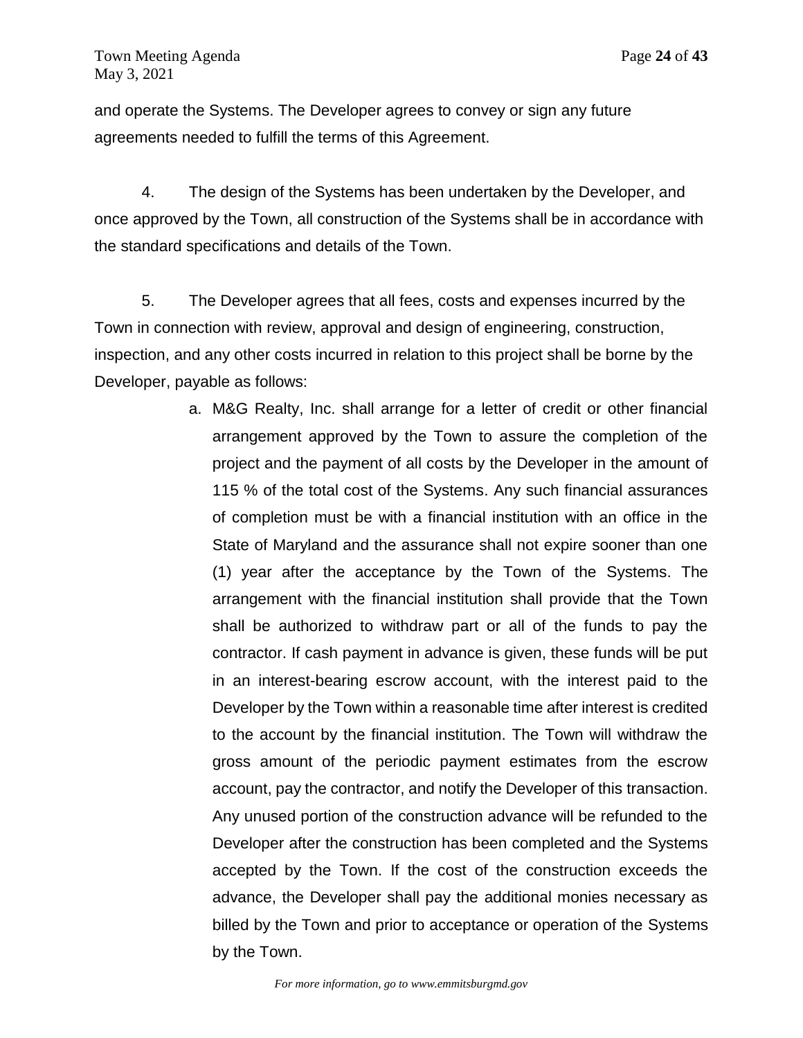and operate the Systems. The Developer agrees to convey or sign any future agreements needed to fulfill the terms of this Agreement.

4. The design of the Systems has been undertaken by the Developer, and once approved by the Town, all construction of the Systems shall be in accordance with the standard specifications and details of the Town.

5. The Developer agrees that all fees, costs and expenses incurred by the Town in connection with review, approval and design of engineering, construction, inspection, and any other costs incurred in relation to this project shall be borne by the Developer, payable as follows:

   a. M&G Realty, Inc. shall arrange for a letter of credit or other financial arrangement approved by the Town to assure the completion of the project and the payment of all costs by the Developer in the amount of 115 % of the total cost of the Systems. Any such financial assurances of completion must be with a financial institution with an office in the State of Maryland and the assurance shall not expire sooner than one (1) year after the acceptance by the Town of the Systems. The arrangement with the financial institution shall provide that the Town shall be authorized to withdraw part or all of the funds to pay the contractor. If cash payment in advance is given, these funds will be put in an interest-bearing escrow account, with the interest paid to the Developer by the Town within a reasonable time after interest is credited to the account by the financial institution. The Town will withdraw the gross amount of the periodic payment estimates from the escrow account, pay the contractor, and notify the Developer of this transaction. Any unused portion of the construction advance will be refunded to the Developer after the construction has been completed and the Systems accepted by the Town. If the cost of the construction exceeds the advance, the Developer shall pay the additional monies necessary as billed by the Town and prior to acceptance or operation of the Systems by the Town.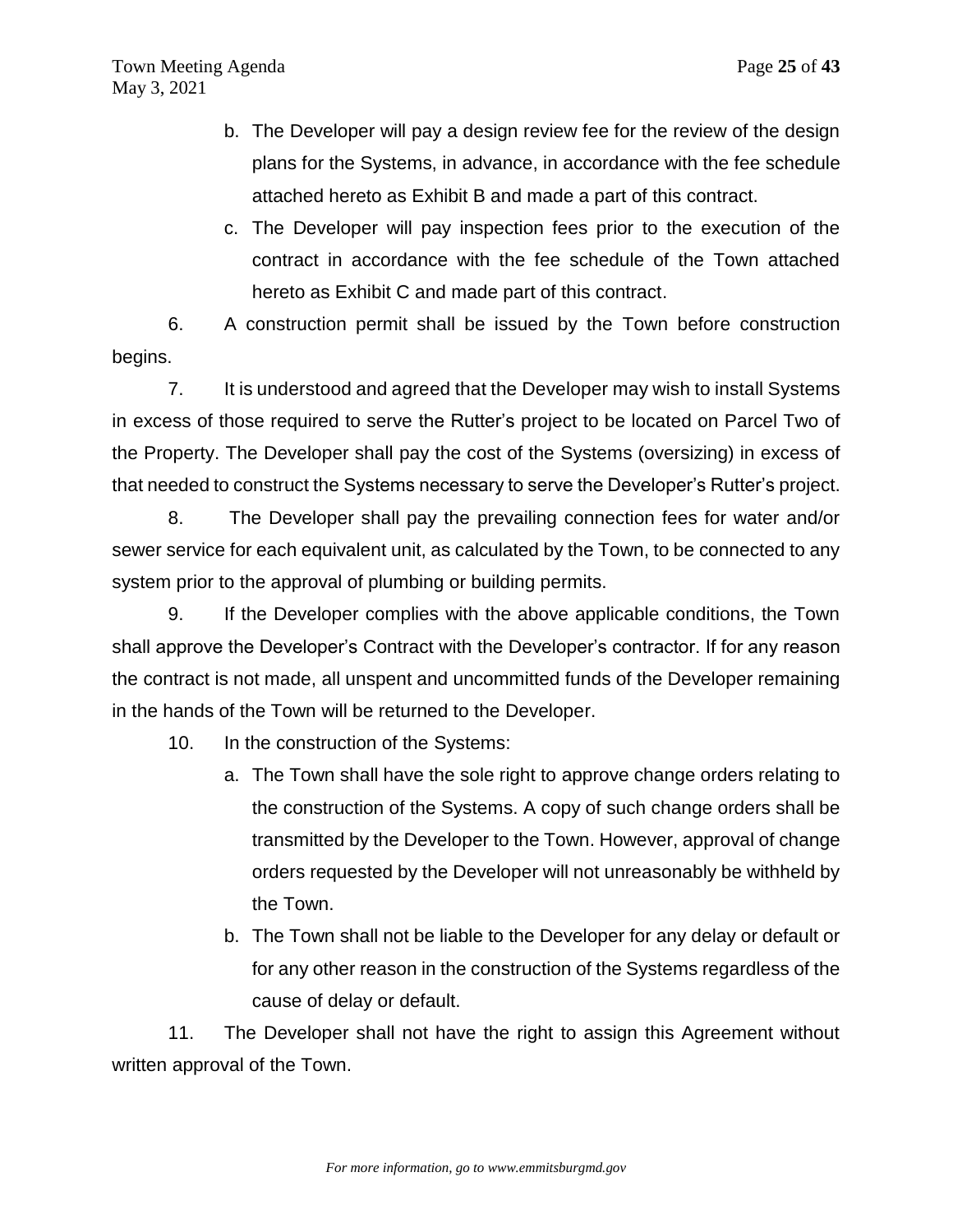b. The Developer will pay a design review fee for the review of the design plans for the Systems, in advance, in accordance with the fee schedule attached hereto as Exhibit B and made a part of this contract.

c. The Developer will pay inspection fees prior to the execution of the contract in accordance with the fee schedule of the Town attached hereto as Exhibit C and made part of this contract.

6. A construction permit shall be issued by the Town before construction begins.

7. It is understood and agreed that the Developer may wish to install Systems in excess of those required to serve the Rutter's project to be located on Parcel Two of the Property. The Developer shall pay the cost of the Systems (oversizing) in excess of that needed to construct the Systems necessary to serve the Developer's Rutter's project.

8. The Developer shall pay the prevailing connection fees for water and/or sewer service for each equivalent unit, as calculated by the Town, to be connected to any system prior to the approval of plumbing or building permits.

9. If the Developer complies with the above applicable conditions, the Town shall approve the Developer's Contract with the Developer's contractor. If for any reason the contract is not made, all unspent and uncommitted funds of the Developer remaining in the hands of the Town will be returned to the Developer.

10. In the construction of the Systems:

a. The Town shall have the sole right to approve change orders relating to the construction of the Systems. A copy of such change orders shall be transmitted by the Developer to the Town. However, approval of change orders requested by the Developer will not unreasonably be withheld by the Town.

b. The Town shall not be liable to the Developer for any delay or default or for any other reason in the construction of the Systems regardless of the cause of delay or default.

11. The Developer shall not have the right to assign this Agreement without written approval of the Town.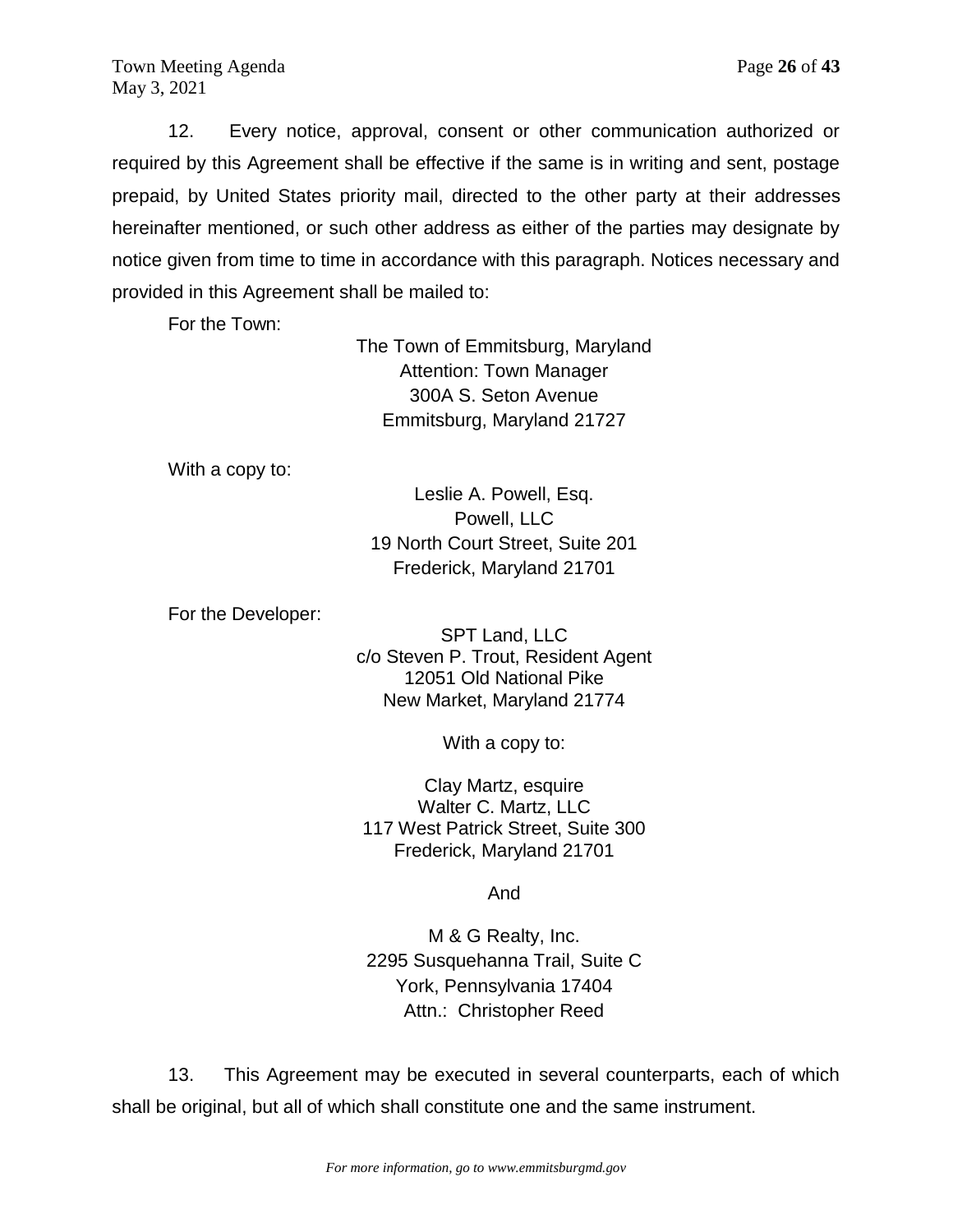12. Every notice, approval, consent or other communication authorized or required by this Agreement shall be effective if the same is in writing and sent, postage prepaid, by United States priority mail, directed to the other party at their addresses hereinafter mentioned, or such other address as either of the parties may designate by notice given from time to time in accordance with this paragraph. Notices necessary and provided in this Agreement shall be mailed to:

For the Town:

The Town of Emmitsburg, Maryland
Attention: Town Manager
300A S. Seton Avenue
Emmitsburg, Maryland 21727

With a copy to:

Leslie A. Powell, Esq.
Powell, LLC
19 North Court Street, Suite 201
Frederick, Maryland 21701

For the Developer:

SPT Land, LLC
c/o Steven P. Trout, Resident Agent
12051 Old National Pike
New Market, Maryland 21774

With a copy to:

Clay Martz, esquire
Walter C. Martz, LLC
117 West Patrick Street, Suite 300
Frederick, Maryland 21701

And

M & G Realty, Inc.
2295 Susquehanna Trail, Suite C
York, Pennsylvania 17404
Attn.: Christopher Reed

13. This Agreement may be executed in several counterparts, each of which shall be original, but all of which shall constitute one and the same instrument.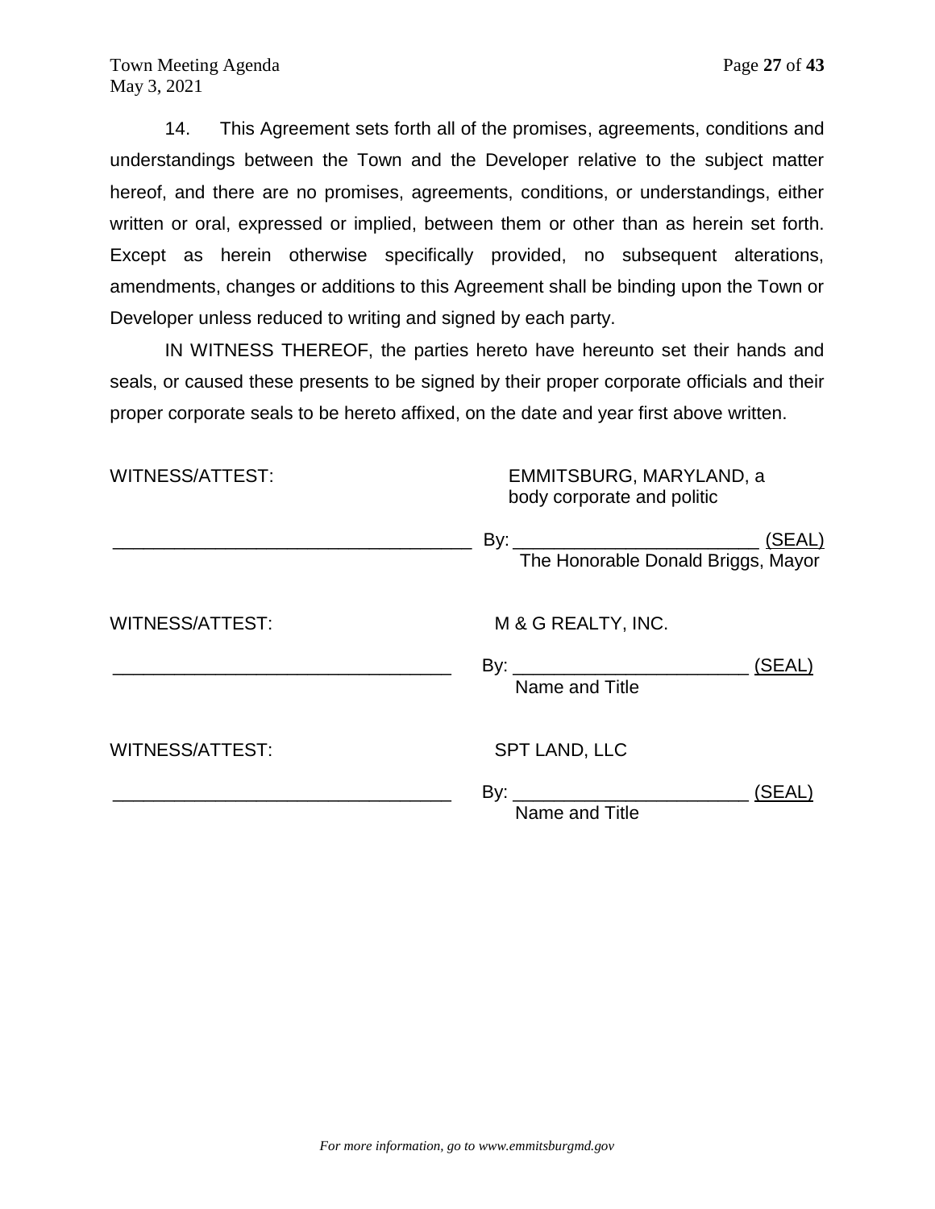14. This Agreement sets forth all of the promises, agreements, conditions and understandings between the Town and the Developer relative to the subject matter hereof, and there are no promises, agreements, conditions, or understandings, either written or oral, expressed or implied, between them or other than as herein set forth. Except as herein otherwise specifically provided, no subsequent alterations, amendments, changes or additions to this Agreement shall be binding upon the Town or Developer unless reduced to writing and signed by each party.

IN WITNESS THEREOF, the parties hereto have hereunto set their hands and seals, or caused these presents to be signed by their proper corporate officials and their proper corporate seals to be hereto affixed, on the date and year first above written.

WITNESS/ATTEST: EMMITSBURG, MARYLAND, a body corporate and politic

___________________________________ By: ________________________ (SEAL)
The Honorable Donald Briggs, Mayor

WITNESS/ATTEST: M & G REALTY, INC.

_________________________________ By: _______________________ (SEAL)
Name and Title

WITNESS/ATTEST: SPT LAND, LLC

_________________________________ By: _______________________ (SEAL)
Name and Title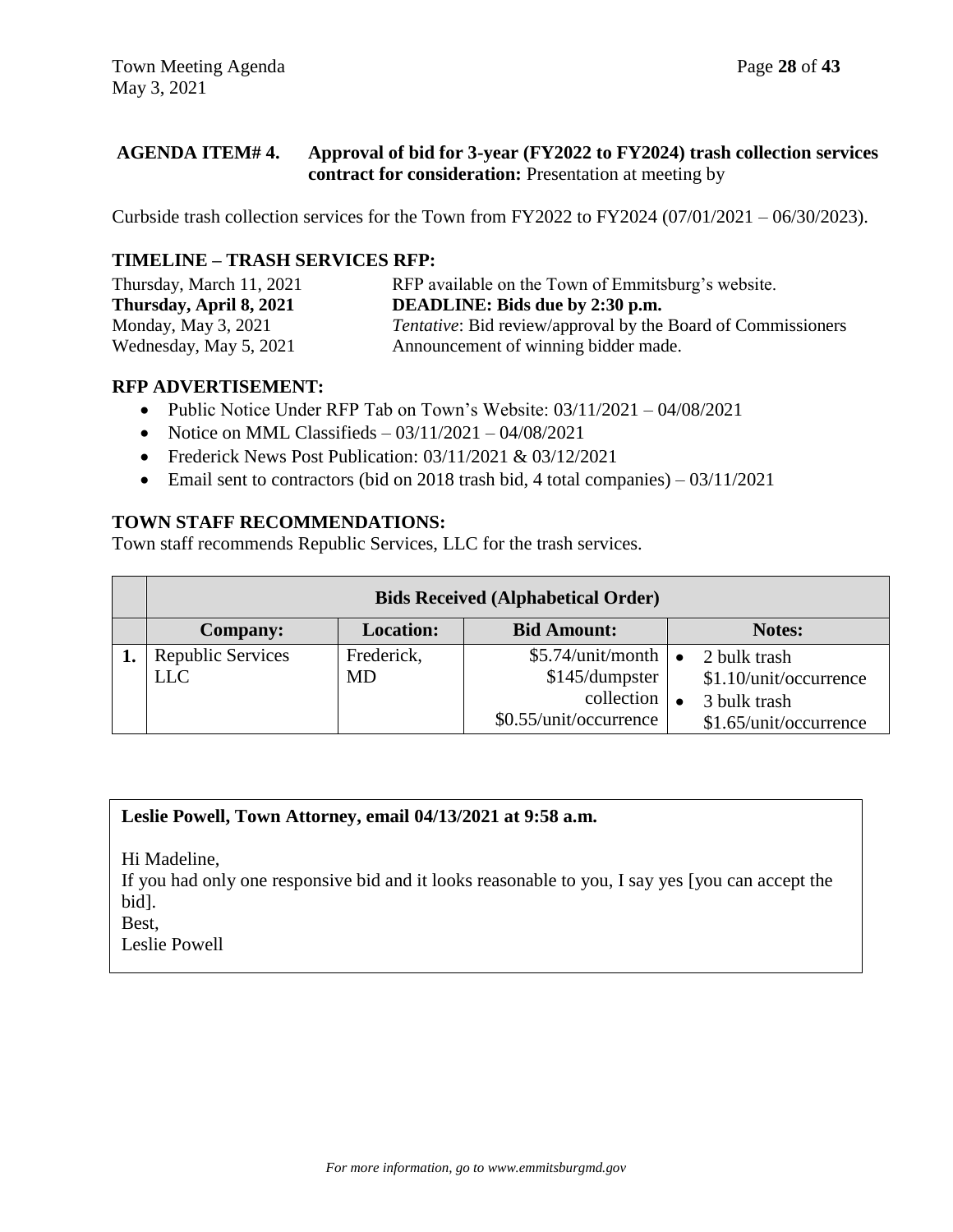**AGENDA ITEM# 4. Approval of bid for 3-year (FY2022 to FY2024) trash collection services contract for consideration:** Presentation at meeting by

Curbside trash collection services for the Town from FY2022 to FY2024 (07/01/2021 – 06/30/2023).

**TIMELINE – TRASH SERVICES RFP:**

Thursday, March 11, 2021 — RFP available on the Town of Emmitsburg's website.
**Thursday, April 8, 2021 — DEADLINE: Bids due by 2:30 p.m.**
Monday, May 3, 2021 — *Tentative*: Bid review/approval by the Board of Commissioners
Wednesday, May 5, 2021 — Announcement of winning bidder made.

**RFP ADVERTISEMENT:**

- Public Notice Under RFP Tab on Town's Website: 03/11/2021 – 04/08/2021
- Notice on MML Classifieds – 03/11/2021 – 04/08/2021
- Frederick News Post Publication: 03/11/2021 & 03/12/2021
- Email sent to contractors (bid on 2018 trash bid, 4 total companies) – 03/11/2021

**TOWN STAFF RECOMMENDATIONS:**

Town staff recommends Republic Services, LLC for the trash services.

| | **Bids Received (Alphabetical Order)** | | | |
|---|---|---|---|---|
| | **Company:** | **Location:** | **Bid Amount:** | **Notes:** |
| **1.** | Republic Services LLC | Frederick, MD | \$5.74/unit/month \$145/dumpster collection \$0.55/unit/occurrence | • 2 bulk trash \$1.10/unit/occurrence • 3 bulk trash \$1.65/unit/occurrence |

**Leslie Powell, Town Attorney, email 04/13/2021 at 9:58 a.m.**

Hi Madeline,
If you had only one responsive bid and it looks reasonable to you, I say yes [you can accept the bid].
Best,
Leslie Powell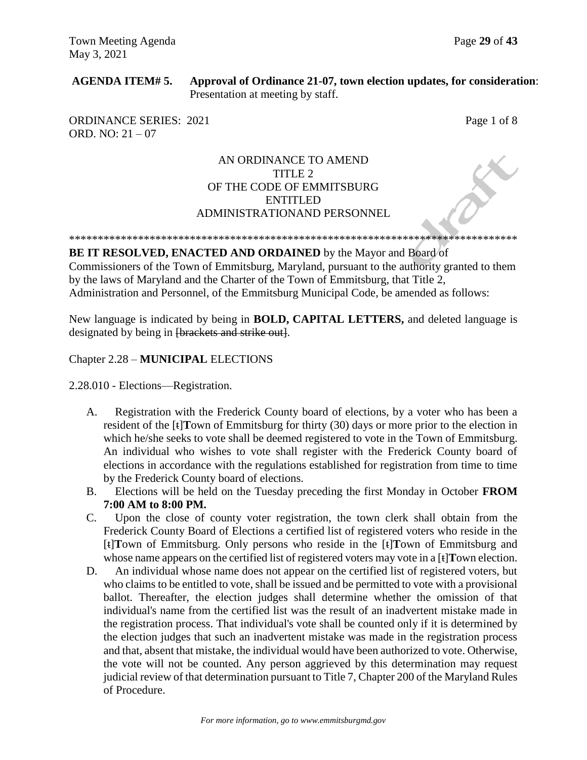**AGENDA ITEM# 5. Approval of Ordinance 21-07, town election updates, for consideration**: Presentation at meeting by staff.

ORDINANCE SERIES: 2021
ORD. NO: 21 – 07

Page 1 of 8

AN ORDINANCE TO AMEND
TITLE 2
OF THE CODE OF EMMITSBURG
ENTITLED
ADMINISTRATIONAND PERSONNEL

\*\*\*\*\*\*\*\*\*\*\*\*\*\*\*\*\*\*\*\*\*\*\*\*\*\*\*\*\*\*\*\*\*\*\*\*\*\*\*\*\*\*\*\*\*\*\*\*\*\*\*\*\*\*\*\*\*\*\*\*\*\*\*\*\*\*\*\*\*\*\*\*\*\*\*\*\*\*

**BE IT RESOLVED, ENACTED AND ORDAINED** by the Mayor and Board of Commissioners of the Town of Emmitsburg, Maryland, pursuant to the authority granted to them by the laws of Maryland and the Charter of the Town of Emmitsburg, that Title 2, Administration and Personnel, of the Emmitsburg Municipal Code, be amended as follows:

New language is indicated by being in **BOLD, CAPITAL LETTERS,** and deleted language is designated by being in ~~[brackets and strike out]~~.

Chapter 2.28 – **MUNICIPAL** ELECTIONS

2.28.010 - Elections—Registration.

A. Registration with the Frederick County board of elections, by a voter who has been a resident of the [~~t~~]**T**own of Emmitsburg for thirty (30) days or more prior to the election in which he/she seeks to vote shall be deemed registered to vote in the Town of Emmitsburg. An individual who wishes to vote shall register with the Frederick County board of elections in accordance with the regulations established for registration from time to time by the Frederick County board of elections.

B. Elections will be held on the Tuesday preceding the first Monday in October **FROM 7:00 AM to 8:00 PM.**

C. Upon the close of county voter registration, the town clerk shall obtain from the Frederick County Board of Elections a certified list of registered voters who reside in the [~~t~~]**T**own of Emmitsburg. Only persons who reside in the [~~t~~]**T**own of Emmitsburg and whose name appears on the certified list of registered voters may vote in a [~~t~~]**T**own election.

D. An individual whose name does not appear on the certified list of registered voters, but who claims to be entitled to vote, shall be issued and be permitted to vote with a provisional ballot. Thereafter, the election judges shall determine whether the omission of that individual's name from the certified list was the result of an inadvertent mistake made in the registration process. That individual's vote shall be counted only if it is determined by the election judges that such an inadvertent mistake was made in the registration process and that, absent that mistake, the individual would have been authorized to vote. Otherwise, the vote will not be counted. Any person aggrieved by this determination may request judicial review of that determination pursuant to Title 7, Chapter 200 of the Maryland Rules of Procedure.

*For more information, go to www.emmitsburgmd.gov*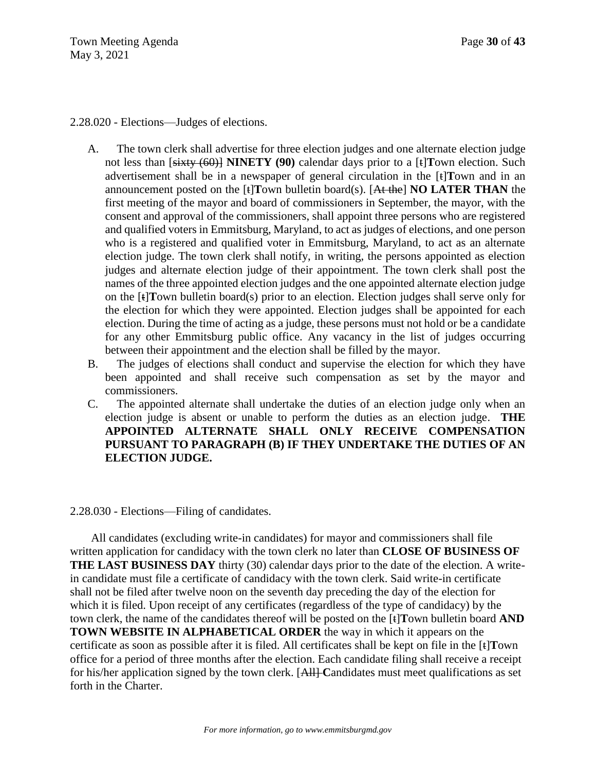2.28.020 - Elections—Judges of elections.

A. The town clerk shall advertise for three election judges and one alternate election judge not less than [~~sixty (60)~~] **NINETY (90)** calendar days prior to a [~~t~~]**T**own election. Such advertisement shall be in a newspaper of general circulation in the [~~t~~]**T**own and in an announcement posted on the [~~t~~]**T**own bulletin board(s). [~~At the~~] **NO LATER THAN** the first meeting of the mayor and board of commissioners in September, the mayor, with the consent and approval of the commissioners, shall appoint three persons who are registered and qualified voters in Emmitsburg, Maryland, to act as judges of elections, and one person who is a registered and qualified voter in Emmitsburg, Maryland, to act as an alternate election judge. The town clerk shall notify, in writing, the persons appointed as election judges and alternate election judge of their appointment. The town clerk shall post the names of the three appointed election judges and the one appointed alternate election judge on the [~~t~~]**T**own bulletin board(s) prior to an election. Election judges shall serve only for the election for which they were appointed. Election judges shall be appointed for each election. During the time of acting as a judge, these persons must not hold or be a candidate for any other Emmitsburg public office. Any vacancy in the list of judges occurring between their appointment and the election shall be filled by the mayor.

B. The judges of elections shall conduct and supervise the election for which they have been appointed and shall receive such compensation as set by the mayor and commissioners.

C. The appointed alternate shall undertake the duties of an election judge only when an election judge is absent or unable to perform the duties as an election judge. **THE APPOINTED ALTERNATE SHALL ONLY RECEIVE COMPENSATION PURSUANT TO PARAGRAPH (B) IF THEY UNDERTAKE THE DUTIES OF AN ELECTION JUDGE.**

2.28.030 - Elections—Filing of candidates.

All candidates (excluding write-in candidates) for mayor and commissioners shall file written application for candidacy with the town clerk no later than **CLOSE OF BUSINESS OF THE LAST BUSINESS DAY** thirty (30) calendar days prior to the date of the election. A write-in candidate must file a certificate of candidacy with the town clerk. Said write-in certificate shall not be filed after twelve noon on the seventh day preceding the day of the election for which it is filed. Upon receipt of any certificates (regardless of the type of candidacy) by the town clerk, the name of the candidates thereof will be posted on the [~~t~~]**T**own bulletin board **AND TOWN WEBSITE IN ALPHABETICAL ORDER** the way in which it appears on the certificate as soon as possible after it is filed. All certificates shall be kept on file in the [~~t~~]**T**own office for a period of three months after the election. Each candidate filing shall receive a receipt for his/her application signed by the town clerk. [~~All~~] **C**andidates must meet qualifications as set forth in the Charter.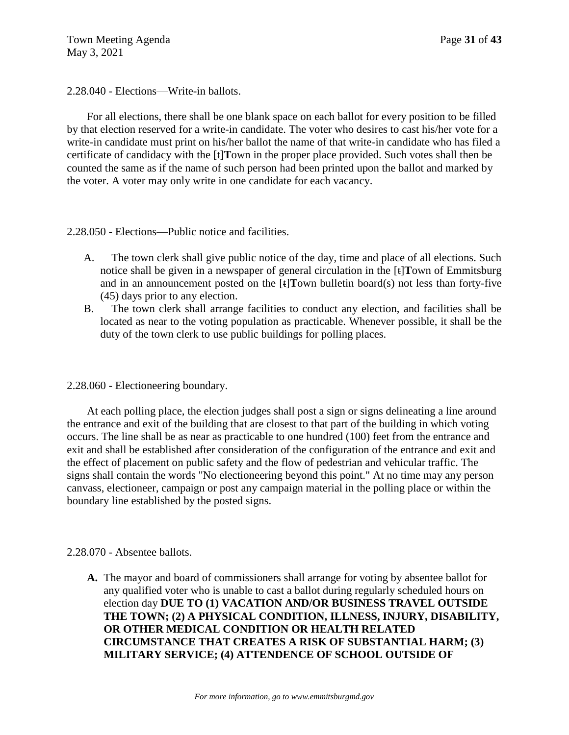2.28.040 - Elections—Write-in ballots.

For all elections, there shall be one blank space on each ballot for every position to be filled by that election reserved for a write-in candidate. The voter who desires to cast his/her vote for a write-in candidate must print on his/her ballot the name of that write-in candidate who has filed a certificate of candidacy with the [t]**T**own in the proper place provided. Such votes shall then be counted the same as if the name of such person had been printed upon the ballot and marked by the voter. A voter may only write in one candidate for each vacancy.

2.28.050 - Elections—Public notice and facilities.

A. The town clerk shall give public notice of the day, time and place of all elections. Such notice shall be given in a newspaper of general circulation in the [t]**T**own of Emmitsburg and in an announcement posted on the [ŧ]**T**own bulletin board(s) not less than forty-five (45) days prior to any election.

B. The town clerk shall arrange facilities to conduct any election, and facilities shall be located as near to the voting population as practicable. Whenever possible, it shall be the duty of the town clerk to use public buildings for polling places.

2.28.060 - Electioneering boundary.

At each polling place, the election judges shall post a sign or signs delineating a line around the entrance and exit of the building that are closest to that part of the building in which voting occurs. The line shall be as near as practicable to one hundred (100) feet from the entrance and exit and shall be established after consideration of the configuration of the entrance and exit and the effect of placement on public safety and the flow of pedestrian and vehicular traffic. The signs shall contain the words "No electioneering beyond this point." At no time may any person canvass, electioneer, campaign or post any campaign material in the polling place or within the boundary line established by the posted signs.

2.28.070 - Absentee ballots.

**A.** The mayor and board of commissioners shall arrange for voting by absentee ballot for any qualified voter who is unable to cast a ballot during regularly scheduled hours on election day **DUE TO (1) VACATION AND/OR BUSINESS TRAVEL OUTSIDE THE TOWN; (2) A PHYSICAL CONDITION, ILLNESS, INJURY, DISABILITY, OR OTHER MEDICAL CONDITION OR HEALTH RELATED CIRCUMSTANCE THAT CREATES A RISK OF SUBSTANTIAL HARM; (3) MILITARY SERVICE; (4) ATTENDENCE OF SCHOOL OUTSIDE OF**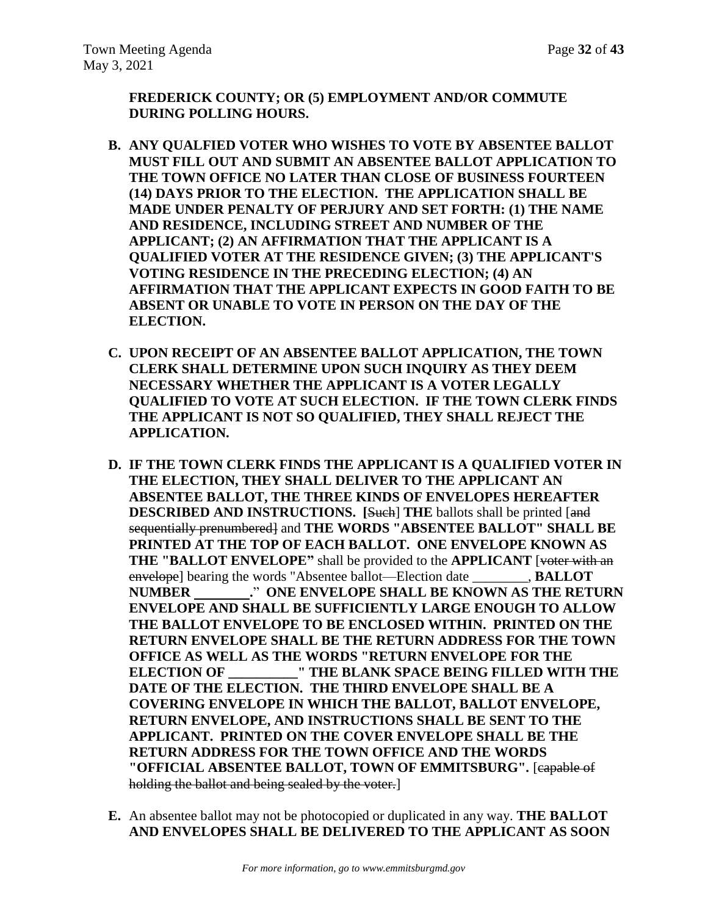**FREDERICK COUNTY; OR (5) EMPLOYMENT AND/OR COMMUTE DURING POLLING HOURS.**

**B. ANY QUALFIED VOTER WHO WISHES TO VOTE BY ABSENTEE BALLOT MUST FILL OUT AND SUBMIT AN ABSENTEE BALLOT APPLICATION TO THE TOWN OFFICE NO LATER THAN CLOSE OF BUSINESS FOURTEEN (14) DAYS PRIOR TO THE ELECTION. THE APPLICATION SHALL BE MADE UNDER PENALTY OF PERJURY AND SET FORTH: (1) THE NAME AND RESIDENCE, INCLUDING STREET AND NUMBER OF THE APPLICANT; (2) AN AFFIRMATION THAT THE APPLICANT IS A QUALIFIED VOTER AT THE RESIDENCE GIVEN; (3) THE APPLICANT'S VOTING RESIDENCE IN THE PRECEDING ELECTION; (4) AN AFFIRMATION THAT THE APPLICANT EXPECTS IN GOOD FAITH TO BE ABSENT OR UNABLE TO VOTE IN PERSON ON THE DAY OF THE ELECTION.**

**C. UPON RECEIPT OF AN ABSENTEE BALLOT APPLICATION, THE TOWN CLERK SHALL DETERMINE UPON SUCH INQUIRY AS THEY DEEM NECESSARY WHETHER THE APPLICANT IS A VOTER LEGALLY QUALIFIED TO VOTE AT SUCH ELECTION. IF THE TOWN CLERK FINDS THE APPLICANT IS NOT SO QUALIFIED, THEY SHALL REJECT THE APPLICATION.**

**D. IF THE TOWN CLERK FINDS THE APPLICANT IS A QUALIFIED VOTER IN THE ELECTION, THEY SHALL DELIVER TO THE APPLICANT AN ABSENTEE BALLOT, THE THREE KINDS OF ENVELOPES HEREAFTER DESCRIBED AND INSTRUCTIONS. [**~~Such~~] **THE** ballots shall be printed [~~and sequentially prenumbered~~] and **THE WORDS "ABSENTEE BALLOT" SHALL BE PRINTED AT THE TOP OF EACH BALLOT. ONE ENVELOPE KNOWN AS THE "BALLOT ENVELOPE"** shall be provided to the **APPLICANT** [~~voter with an envelope~~] bearing the words "Absentee ballot—Election date ________, **BALLOT NUMBER ________.**" **ONE ENVELOPE SHALL BE KNOWN AS THE RETURN ENVELOPE AND SHALL BE SUFFICIENTLY LARGE ENOUGH TO ALLOW THE BALLOT ENVELOPE TO BE ENCLOSED WITHIN. PRINTED ON THE RETURN ENVELOPE SHALL BE THE RETURN ADDRESS FOR THE TOWN OFFICE AS WELL AS THE WORDS "RETURN ENVELOPE FOR THE ELECTION OF __________" THE BLANK SPACE BEING FILLED WITH THE DATE OF THE ELECTION. THE THIRD ENVELOPE SHALL BE A COVERING ENVELOPE IN WHICH THE BALLOT, BALLOT ENVELOPE, RETURN ENVELOPE, AND INSTRUCTIONS SHALL BE SENT TO THE APPLICANT. PRINTED ON THE COVER ENVELOPE SHALL BE THE RETURN ADDRESS FOR THE TOWN OFFICE AND THE WORDS "OFFICIAL ABSENTEE BALLOT, TOWN OF EMMITSBURG".** [~~capable of holding the ballot and being sealed by the voter.~~]

**E.** An absentee ballot may not be photocopied or duplicated in any way. **THE BALLOT AND ENVELOPES SHALL BE DELIVERED TO THE APPLICANT AS SOON**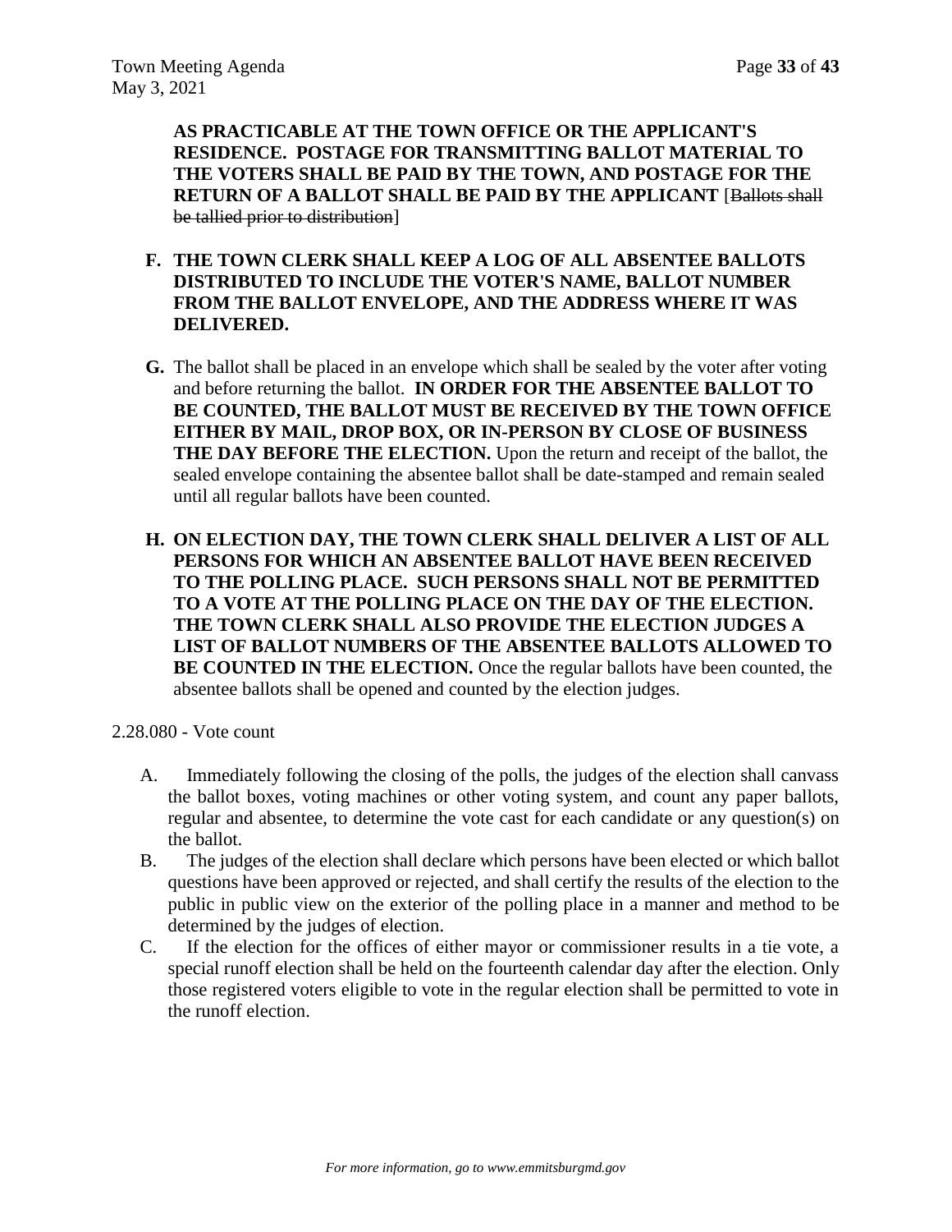**AS PRACTICABLE AT THE TOWN OFFICE OR THE APPLICANT'S RESIDENCE. POSTAGE FOR TRANSMITTING BALLOT MATERIAL TO THE VOTERS SHALL BE PAID BY THE TOWN, AND POSTAGE FOR THE RETURN OF A BALLOT SHALL BE PAID BY THE APPLICANT** [~~Ballots shall be tallied prior to distribution~~]

**F. THE TOWN CLERK SHALL KEEP A LOG OF ALL ABSENTEE BALLOTS DISTRIBUTED TO INCLUDE THE VOTER'S NAME, BALLOT NUMBER FROM THE BALLOT ENVELOPE, AND THE ADDRESS WHERE IT WAS DELIVERED.**

**G.** The ballot shall be placed in an envelope which shall be sealed by the voter after voting and before returning the ballot. **IN ORDER FOR THE ABSENTEE BALLOT TO BE COUNTED, THE BALLOT MUST BE RECEIVED BY THE TOWN OFFICE EITHER BY MAIL, DROP BOX, OR IN-PERSON BY CLOSE OF BUSINESS THE DAY BEFORE THE ELECTION.** Upon the return and receipt of the ballot, the sealed envelope containing the absentee ballot shall be date-stamped and remain sealed until all regular ballots have been counted.

**H. ON ELECTION DAY, THE TOWN CLERK SHALL DELIVER A LIST OF ALL PERSONS FOR WHICH AN ABSENTEE BALLOT HAVE BEEN RECEIVED TO THE POLLING PLACE. SUCH PERSONS SHALL NOT BE PERMITTED TO A VOTE AT THE POLLING PLACE ON THE DAY OF THE ELECTION. THE TOWN CLERK SHALL ALSO PROVIDE THE ELECTION JUDGES A LIST OF BALLOT NUMBERS OF THE ABSENTEE BALLOTS ALLOWED TO BE COUNTED IN THE ELECTION.** Once the regular ballots have been counted, the absentee ballots shall be opened and counted by the election judges.

2.28.080 - Vote count

A. Immediately following the closing of the polls, the judges of the election shall canvass the ballot boxes, voting machines or other voting system, and count any paper ballots, regular and absentee, to determine the vote cast for each candidate or any question(s) on the ballot.

B. The judges of the election shall declare which persons have been elected or which ballot questions have been approved or rejected, and shall certify the results of the election to the public in public view on the exterior of the polling place in a manner and method to be determined by the judges of election.

C. If the election for the offices of either mayor or commissioner results in a tie vote, a special runoff election shall be held on the fourteenth calendar day after the election. Only those registered voters eligible to vote in the regular election shall be permitted to vote in the runoff election.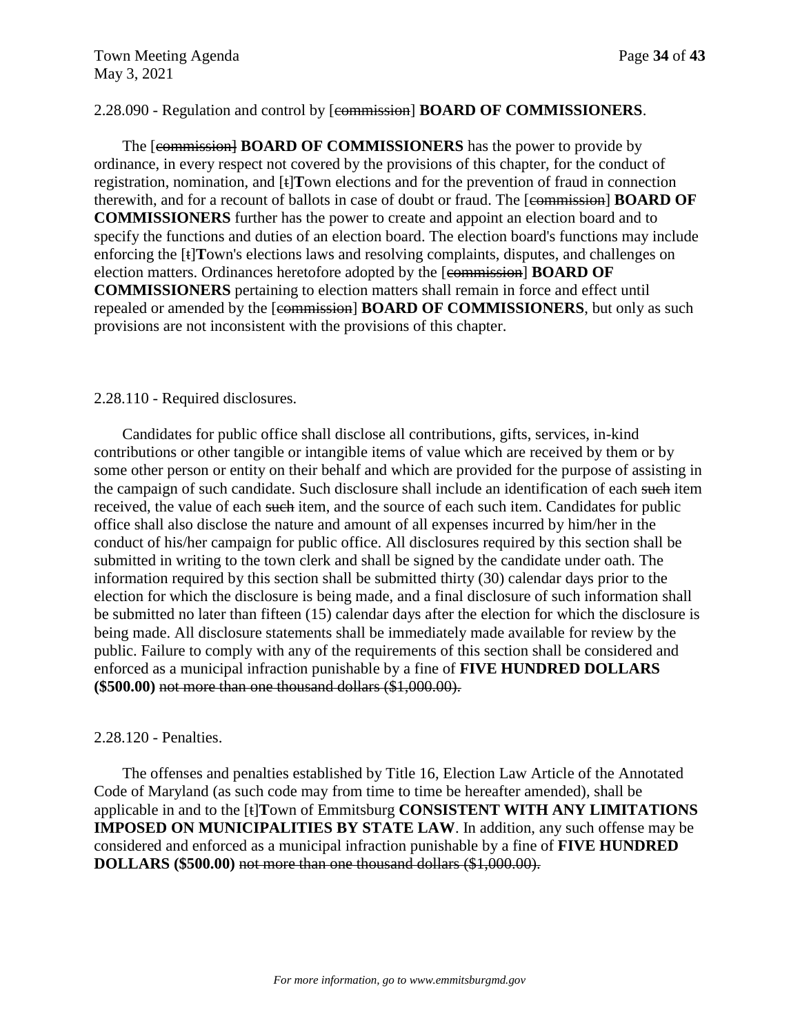2.28.090 - Regulation and control by [~~commission~~] **BOARD OF COMMISSIONERS**.

The [~~commission~~] **BOARD OF COMMISSIONERS** has the power to provide by ordinance, in every respect not covered by the provisions of this chapter, for the conduct of registration, nomination, and [~~t~~]**T**own elections and for the prevention of fraud in connection therewith, and for a recount of ballots in case of doubt or fraud. The [~~commission~~] **BOARD OF COMMISSIONERS** further has the power to create and appoint an election board and to specify the functions and duties of an election board. The election board's functions may include enforcing the [~~t~~]**T**own's elections laws and resolving complaints, disputes, and challenges on election matters. Ordinances heretofore adopted by the [~~commission~~] **BOARD OF COMMISSIONERS** pertaining to election matters shall remain in force and effect until repealed or amended by the [~~commission~~] **BOARD OF COMMISSIONERS**, but only as such provisions are not inconsistent with the provisions of this chapter.

2.28.110 - Required disclosures.

Candidates for public office shall disclose all contributions, gifts, services, in-kind contributions or other tangible or intangible items of value which are received by them or by some other person or entity on their behalf and which are provided for the purpose of assisting in the campaign of such candidate. Such disclosure shall include an identification of each ~~such~~ item received, the value of each ~~such~~ item, and the source of each such item. Candidates for public office shall also disclose the nature and amount of all expenses incurred by him/her in the conduct of his/her campaign for public office. All disclosures required by this section shall be submitted in writing to the town clerk and shall be signed by the candidate under oath. The information required by this section shall be submitted thirty (30) calendar days prior to the election for which the disclosure is being made, and a final disclosure of such information shall be submitted no later than fifteen (15) calendar days after the election for which the disclosure is being made. All disclosure statements shall be immediately made available for review by the public. Failure to comply with any of the requirements of this section shall be considered and enforced as a municipal infraction punishable by a fine of **FIVE HUNDRED DOLLARS ($500.00)** ~~not more than one thousand dollars ($1,000.00).~~

2.28.120 - Penalties.

The offenses and penalties established by Title 16, Election Law Article of the Annotated Code of Maryland (as such code may from time to time be hereafter amended), shall be applicable in and to the [~~t~~]**T**own of Emmitsburg **CONSISTENT WITH ANY LIMITATIONS IMPOSED ON MUNICIPALITIES BY STATE LAW**. In addition, any such offense may be considered and enforced as a municipal infraction punishable by a fine of **FIVE HUNDRED DOLLARS ($500.00)** ~~not more than one thousand dollars ($1,000.00).~~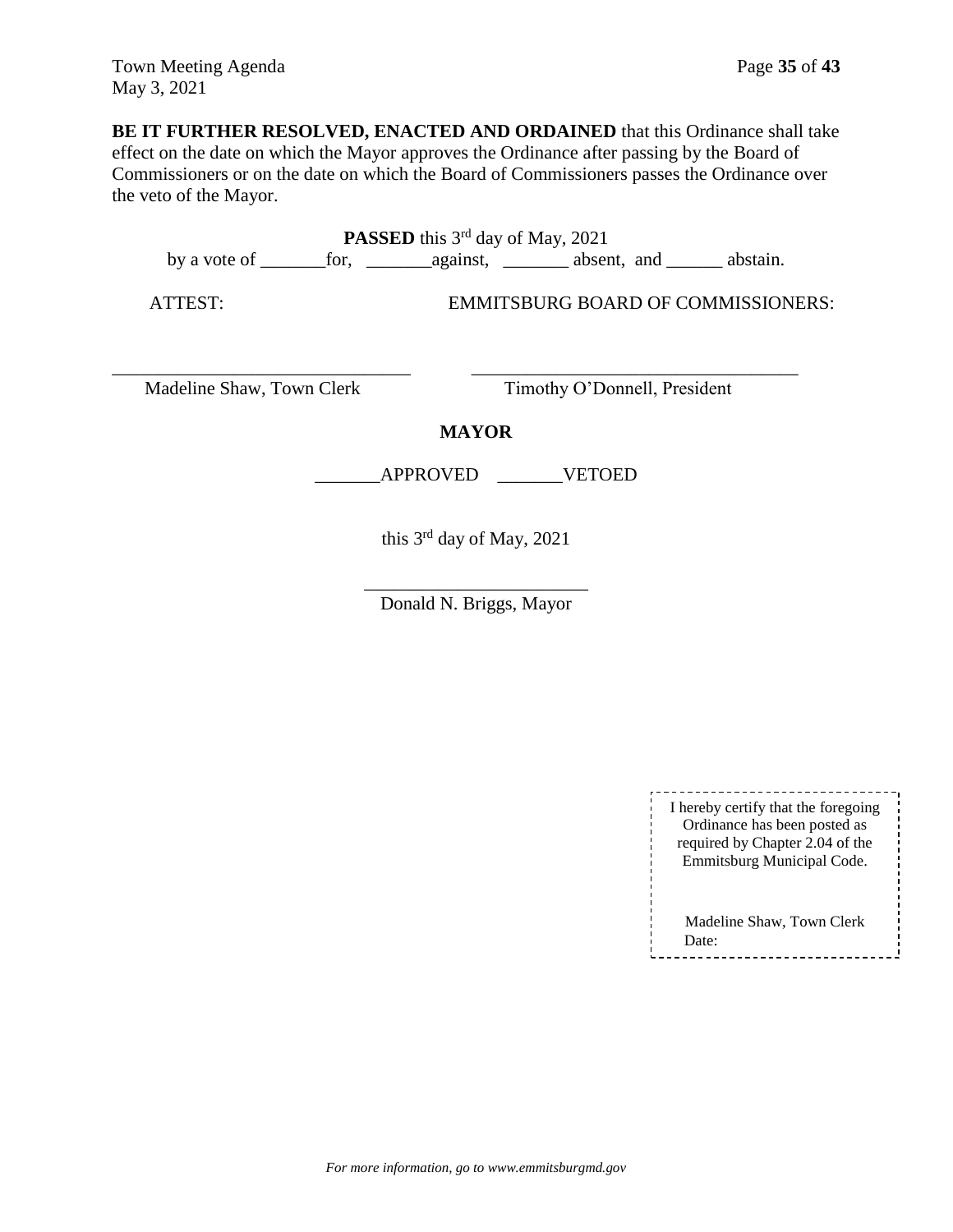**BE IT FURTHER RESOLVED, ENACTED AND ORDAINED** that this Ordinance shall take effect on the date on which the Mayor approves the Ordinance after passing by the Board of Commissioners or on the date on which the Board of Commissioners passes the Ordinance over the veto of the Mayor.

**PASSED** this 3rd day of May, 2021

by a vote of _______for, _______against, _______ absent, and ______ abstain.

ATTEST: EMMITSBURG BOARD OF COMMISSIONERS:

_______________________________ ___________________________________

Madeline Shaw, Town Clerk Timothy O'Donnell, President

**MAYOR**

_______APPROVED _______VETOED

this 3rd day of May, 2021

________________________

Donald N. Briggs, Mayor

I hereby certify that the foregoing Ordinance has been posted as required by Chapter 2.04 of the Emmitsburg Municipal Code.

Madeline Shaw, Town Clerk

Date:

*For more information, go to www.emmitsburgmd.gov*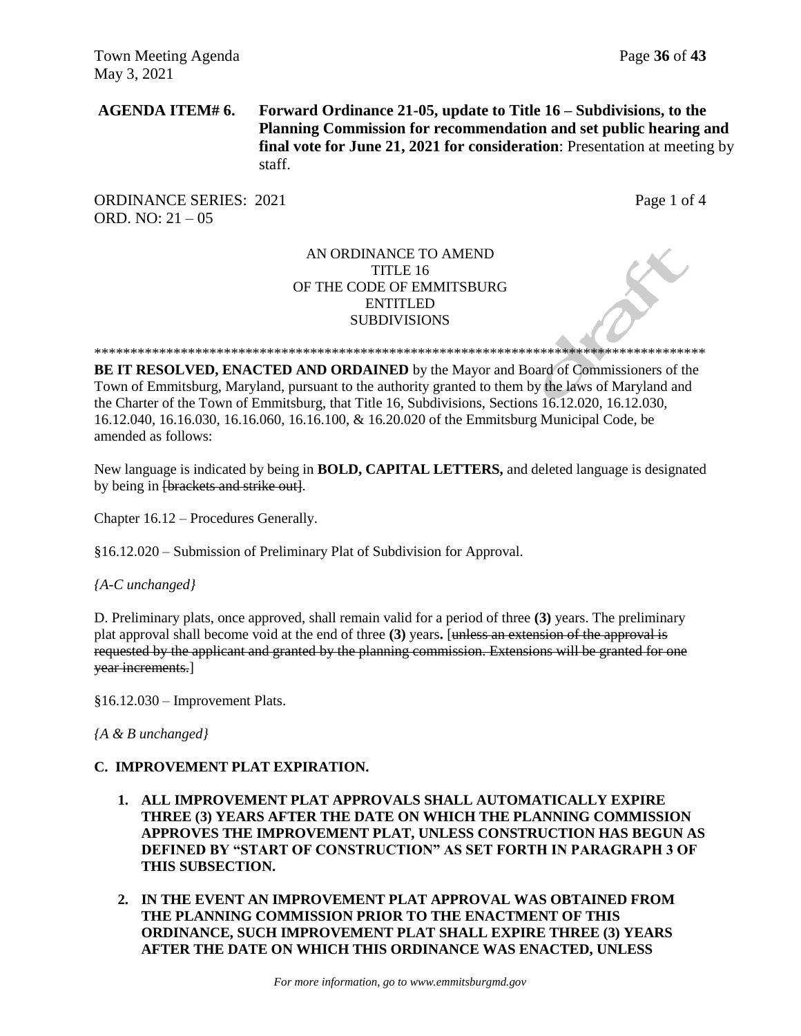**AGENDA ITEM# 6. Forward Ordinance 21-05, update to Title 16 – Subdivisions, to the Planning Commission for recommendation and set public hearing and final vote for June 21, 2021 for consideration**: Presentation at meeting by staff.

ORDINANCE SERIES: 2021
ORD. NO: 21 – 05

Page 1 of 4

AN ORDINANCE TO AMEND
TITLE 16
OF THE CODE OF EMMITSBURG
ENTITLED
SUBDIVISIONS

*****************************************************************************************

**BE IT RESOLVED, ENACTED AND ORDAINED** by the Mayor and Board of Commissioners of the Town of Emmitsburg, Maryland, pursuant to the authority granted to them by the laws of Maryland and the Charter of the Town of Emmitsburg, that Title 16, Subdivisions, Sections 16.12.020, 16.12.030, 16.12.040, 16.16.030, 16.16.060, 16.16.100, & 16.20.020 of the Emmitsburg Municipal Code, be amended as follows:

New language is indicated by being in **BOLD, CAPITAL LETTERS,** and deleted language is designated by being in ~~[brackets and strike out]~~.

Chapter 16.12 – Procedures Generally.

§16.12.020 – Submission of Preliminary Plat of Subdivision for Approval.

*{A-C unchanged}*

D. Preliminary plats, once approved, shall remain valid for a period of three **(3)** years. The preliminary plat approval shall become void at the end of three **(3)** years**.** [~~unless an extension of the approval is requested by the applicant and granted by the planning commission. Extensions will be granted for one year increments.~~]

§16.12.030 – Improvement Plats.

*{A & B unchanged}*

**C. IMPROVEMENT PLAT EXPIRATION.**

1. **ALL IMPROVEMENT PLAT APPROVALS SHALL AUTOMATICALLY EXPIRE THREE (3) YEARS AFTER THE DATE ON WHICH THE PLANNING COMMISSION APPROVES THE IMPROVEMENT PLAT, UNLESS CONSTRUCTION HAS BEGUN AS DEFINED BY "START OF CONSTRUCTION" AS SET FORTH IN PARAGRAPH 3 OF THIS SUBSECTION.**

2. **IN THE EVENT AN IMPROVEMENT PLAT APPROVAL WAS OBTAINED FROM THE PLANNING COMMISSION PRIOR TO THE ENACTMENT OF THIS ORDINANCE, SUCH IMPROVEMENT PLAT SHALL EXPIRE THREE (3) YEARS AFTER THE DATE ON WHICH THIS ORDINANCE WAS ENACTED, UNLESS**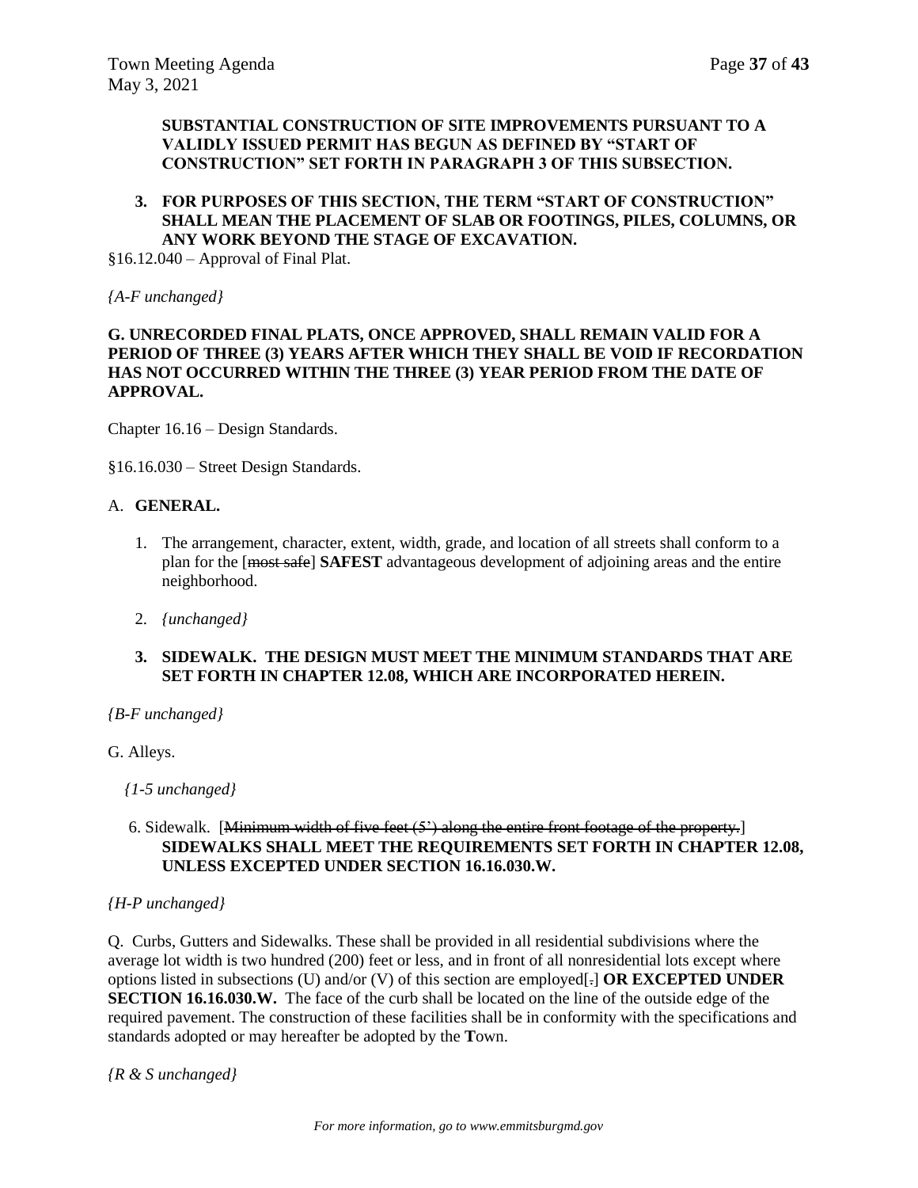**SUBSTANTIAL CONSTRUCTION OF SITE IMPROVEMENTS PURSUANT TO A VALIDLY ISSUED PERMIT HAS BEGUN AS DEFINED BY "START OF CONSTRUCTION" SET FORTH IN PARAGRAPH 3 OF THIS SUBSECTION.**

3. **FOR PURPOSES OF THIS SECTION, THE TERM "START OF CONSTRUCTION" SHALL MEAN THE PLACEMENT OF SLAB OR FOOTINGS, PILES, COLUMNS, OR ANY WORK BEYOND THE STAGE OF EXCAVATION.**

§16.12.040 – Approval of Final Plat.

*{A-F unchanged}*

**G. UNRECORDED FINAL PLATS, ONCE APPROVED, SHALL REMAIN VALID FOR A PERIOD OF THREE (3) YEARS AFTER WHICH THEY SHALL BE VOID IF RECORDATION HAS NOT OCCURRED WITHIN THE THREE (3) YEAR PERIOD FROM THE DATE OF APPROVAL.**

Chapter 16.16 – Design Standards.

§16.16.030 – Street Design Standards.

A. **GENERAL.**

1. The arrangement, character, extent, width, grade, and location of all streets shall conform to a plan for the [~~most safe~~] **SAFEST** advantageous development of adjoining areas and the entire neighborhood.

2. *{unchanged}*

3. **SIDEWALK. THE DESIGN MUST MEET THE MINIMUM STANDARDS THAT ARE SET FORTH IN CHAPTER 12.08, WHICH ARE INCORPORATED HEREIN.**

*{B-F unchanged}*

G. Alleys.

*{1-5 unchanged}*

6. Sidewalk. [~~Minimum width of five feet (5') along the entire front footage of the property.~~] **SIDEWALKS SHALL MEET THE REQUIREMENTS SET FORTH IN CHAPTER 12.08, UNLESS EXCEPTED UNDER SECTION 16.16.030.W.**

*{H-P unchanged}*

Q. Curbs, Gutters and Sidewalks. These shall be provided in all residential subdivisions where the average lot width is two hundred (200) feet or less, and in front of all nonresidential lots except where options listed in subsections (U) and/or (V) of this section are employed[~~.~~] **OR EXCEPTED UNDER SECTION 16.16.030.W.** The face of the curb shall be located on the line of the outside edge of the required pavement. The construction of these facilities shall be in conformity with the specifications and standards adopted or may hereafter be adopted by the **T**own.

*{R & S unchanged}*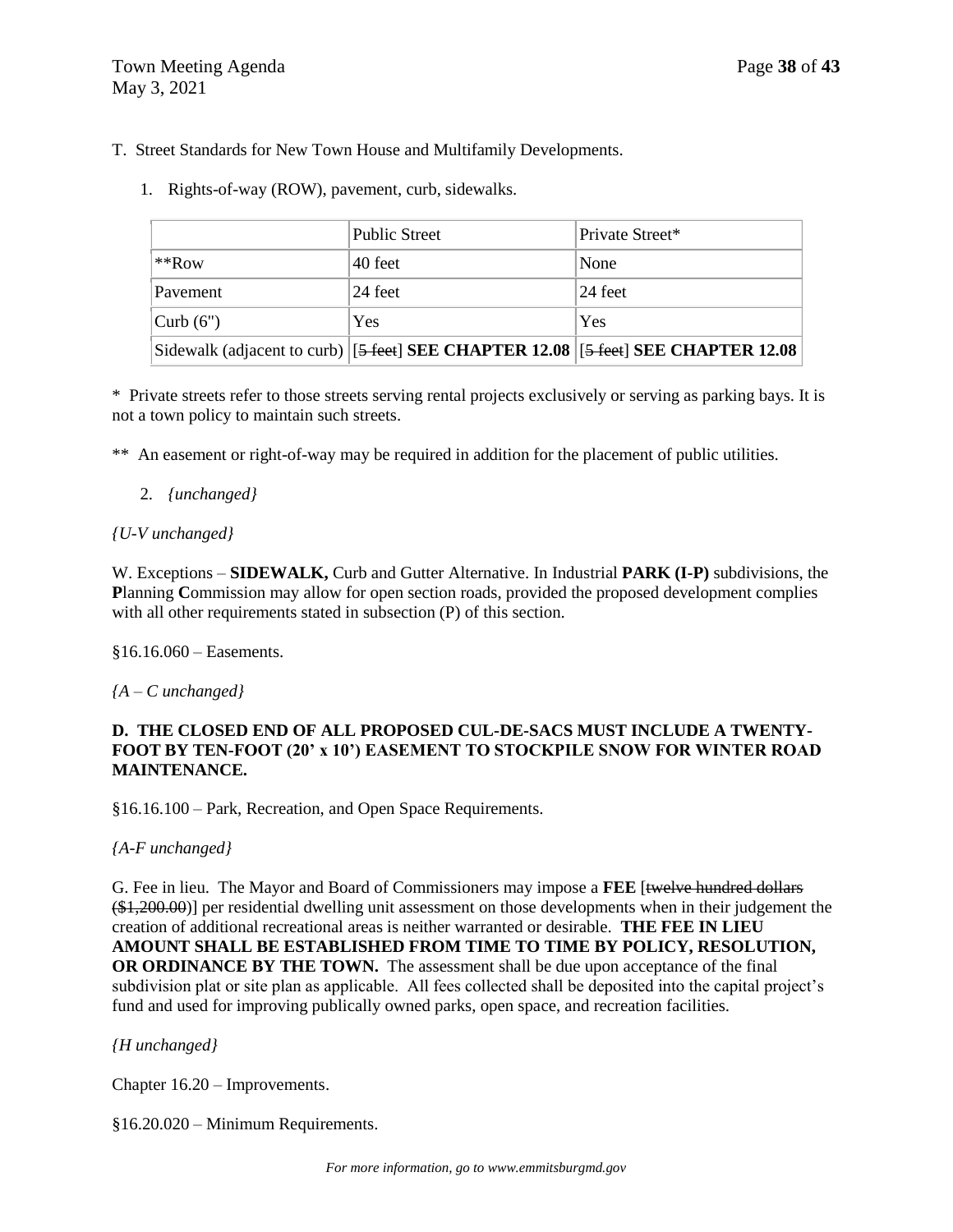T. Street Standards for New Town House and Multifamily Developments.

1. Rights-of-way (ROW), pavement, curb, sidewalks.

| | Public Street | Private Street* |
|---|---|---|
| **Row | 40 feet | None |
| Pavement | 24 feet | 24 feet |
| Curb (6") | Yes | Yes |
| Sidewalk (adjacent to curb) | [~~5 feet~~] **SEE CHAPTER 12.08** | [~~5 feet~~] **SEE CHAPTER 12.08** |

\* Private streets refer to those streets serving rental projects exclusively or serving as parking bays. It is not a town policy to maintain such streets.

** An easement or right-of-way may be required in addition for the placement of public utilities.

2. *{unchanged}*

*{U-V unchanged}*

W. Exceptions – **SIDEWALK,** Curb and Gutter Alternative. In Industrial **PARK (I-P)** subdivisions, the **P**lanning **C**ommission may allow for open section roads, provided the proposed development complies with all other requirements stated in subsection (P) of this section.

§16.16.060 – Easements.

*{A – C unchanged}*

**D. THE CLOSED END OF ALL PROPOSED CUL-DE-SACS MUST INCLUDE A TWENTY-FOOT BY TEN-FOOT (20' x 10') EASEMENT TO STOCKPILE SNOW FOR WINTER ROAD MAINTENANCE.**

§16.16.100 – Park, Recreation, and Open Space Requirements.

*{A-F unchanged}*

G. Fee in lieu. The Mayor and Board of Commissioners may impose a **FEE** [~~twelve hundred dollars ($1,200.00)~~] per residential dwelling unit assessment on those developments when in their judgement the creation of additional recreational areas is neither warranted or desirable. **THE FEE IN LIEU AMOUNT SHALL BE ESTABLISHED FROM TIME TO TIME BY POLICY, RESOLUTION, OR ORDINANCE BY THE TOWN.** The assessment shall be due upon acceptance of the final subdivision plat or site plan as applicable. All fees collected shall be deposited into the capital project's fund and used for improving publically owned parks, open space, and recreation facilities.

*{H unchanged}*

Chapter 16.20 – Improvements.

§16.20.020 – Minimum Requirements.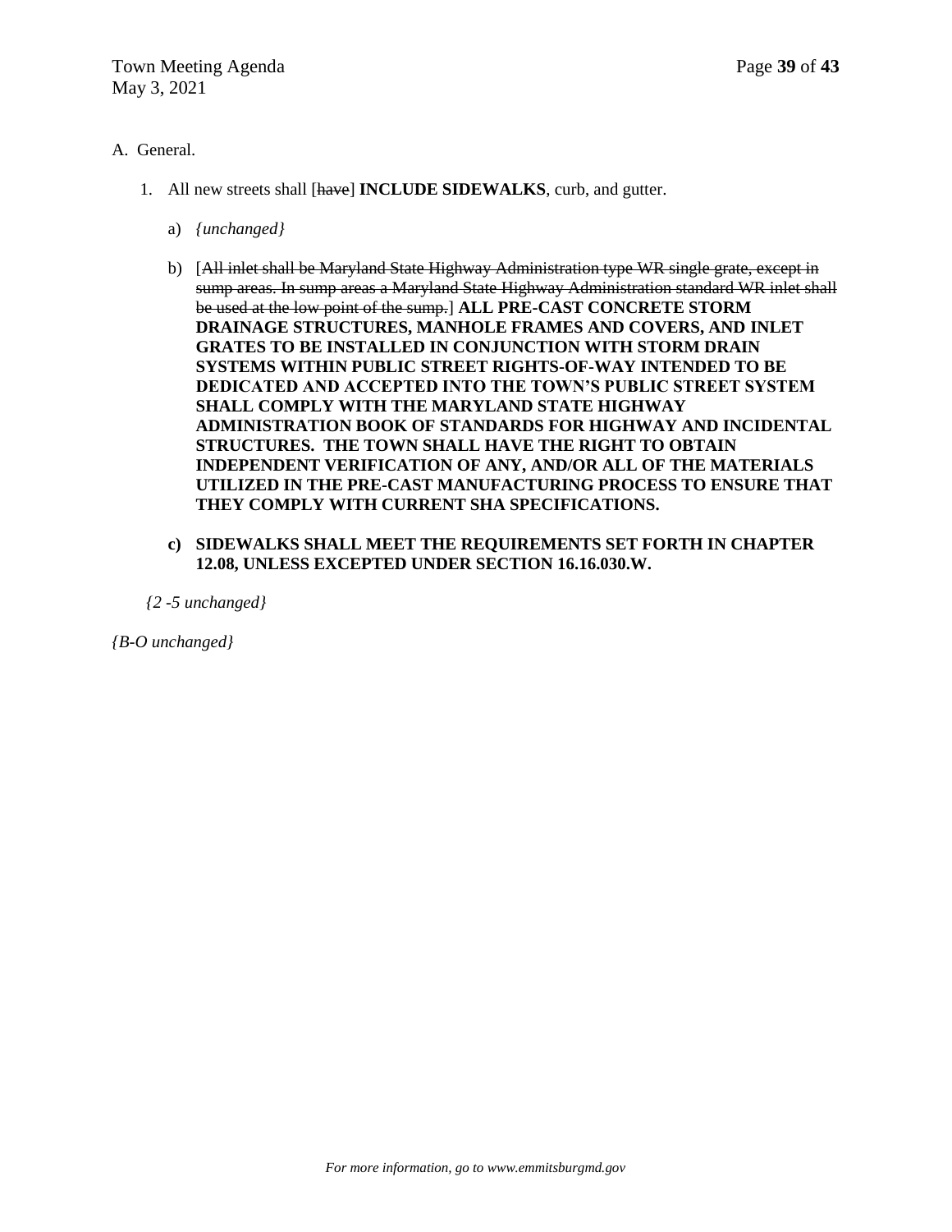A. General.

1. All new streets shall [~~have~~] **INCLUDE SIDEWALKS**, curb, and gutter.

   a) *{unchanged}*

   b) [~~All inlet shall be Maryland State Highway Administration type WR single grate, except in sump areas. In sump areas a Maryland State Highway Administration standard WR inlet shall be used at the low point of the sump.~~] **ALL PRE-CAST CONCRETE STORM DRAINAGE STRUCTURES, MANHOLE FRAMES AND COVERS, AND INLET GRATES TO BE INSTALLED IN CONJUNCTION WITH STORM DRAIN SYSTEMS WITHIN PUBLIC STREET RIGHTS-OF-WAY INTENDED TO BE DEDICATED AND ACCEPTED INTO THE TOWN'S PUBLIC STREET SYSTEM SHALL COMPLY WITH THE MARYLAND STATE HIGHWAY ADMINISTRATION BOOK OF STANDARDS FOR HIGHWAY AND INCIDENTAL STRUCTURES. THE TOWN SHALL HAVE THE RIGHT TO OBTAIN INDEPENDENT VERIFICATION OF ANY, AND/OR ALL OF THE MATERIALS UTILIZED IN THE PRE-CAST MANUFACTURING PROCESS TO ENSURE THAT THEY COMPLY WITH CURRENT SHA SPECIFICATIONS.**

   **c) SIDEWALKS SHALL MEET THE REQUIREMENTS SET FORTH IN CHAPTER 12.08, UNLESS EXCEPTED UNDER SECTION 16.16.030.W.**

*{2 -5 unchanged}*

*{B-O unchanged}*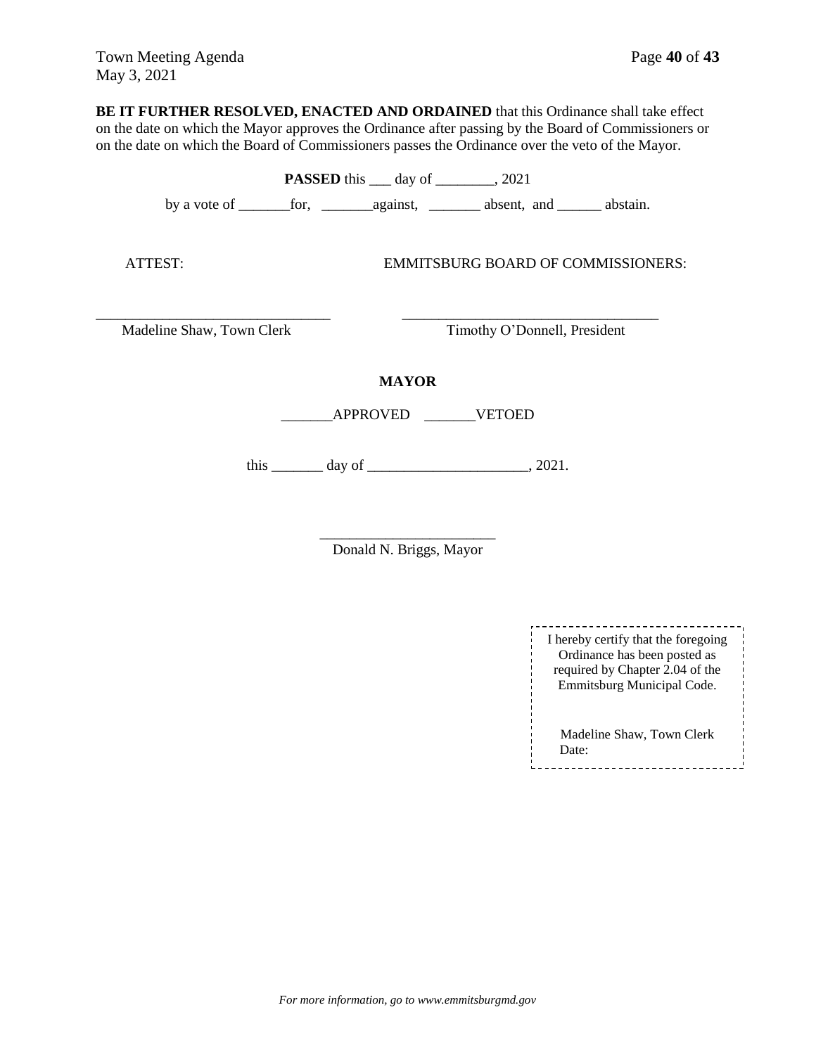**BE IT FURTHER RESOLVED, ENACTED AND ORDAINED** that this Ordinance shall take effect on the date on which the Mayor approves the Ordinance after passing by the Board of Commissioners or on the date on which the Board of Commissioners passes the Ordinance over the veto of the Mayor.

**PASSED** this ___ day of ________, 2021

by a vote of _______for, _______against, _______ absent, and ______ abstain.

ATTEST: EMMITSBURG BOARD OF COMMISSIONERS:

________________________________ ___________________________________

Madeline Shaw, Town Clerk Timothy O'Donnell, President

**MAYOR**

_______APPROVED _______VETOED

this _______ day of ______________________, 2021.

________________________

Donald N. Briggs, Mayor

I hereby certify that the foregoing Ordinance has been posted as required by Chapter 2.04 of the Emmitsburg Municipal Code.

Madeline Shaw, Town Clerk
Date: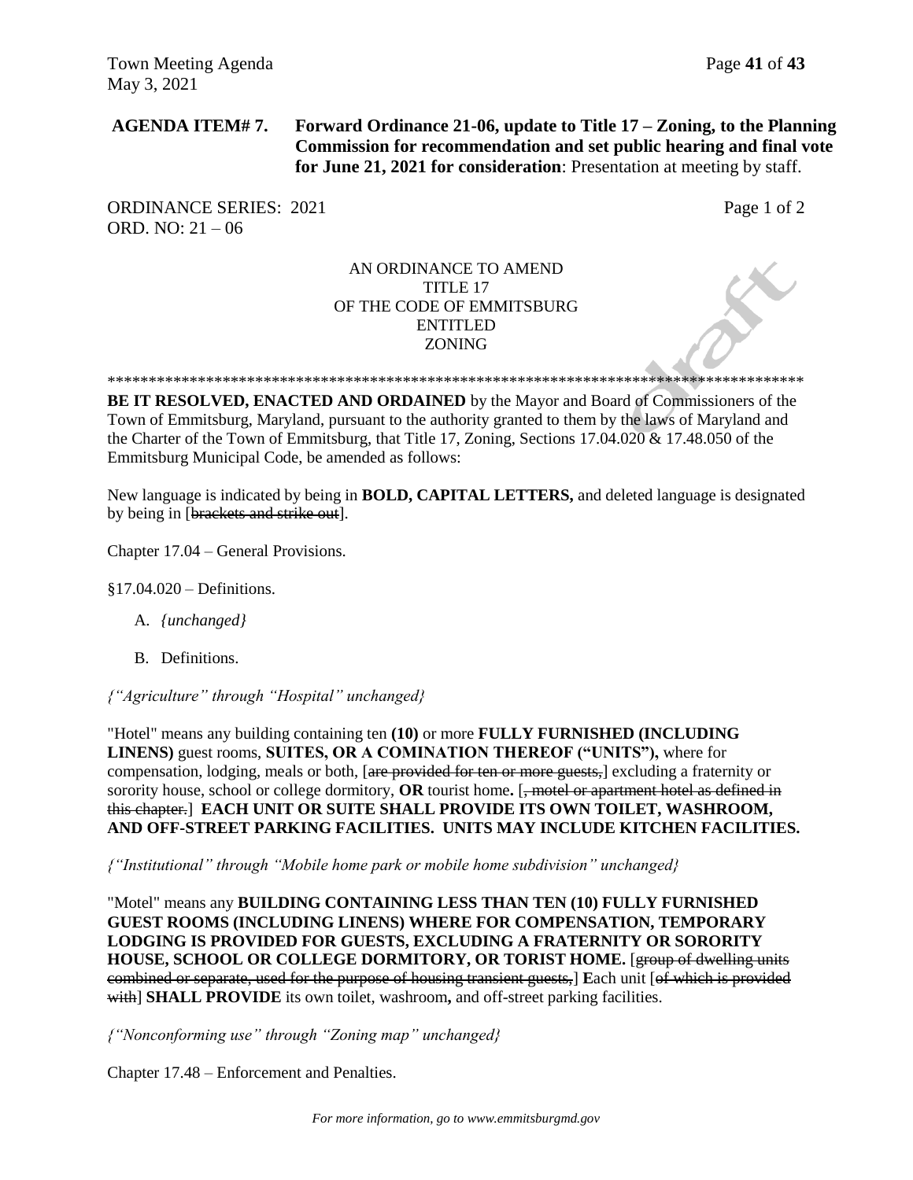**AGENDA ITEM# 7. Forward Ordinance 21-06, update to Title 17 – Zoning, to the Planning Commission for recommendation and set public hearing and final vote for June 21, 2021 for consideration**: Presentation at meeting by staff.

ORDINANCE SERIES: 2021
ORD. NO: 21 – 06

Page 1 of 2

AN ORDINANCE TO AMEND
TITLE 17
OF THE CODE OF EMMITSBURG
ENTITLED
ZONING

\*\*\*\*\*\*\*\*\*\*\*\*\*\*\*\*\*\*\*\*\*\*\*\*\*\*\*\*\*\*\*\*\*\*\*\*\*\*\*\*\*\*\*\*\*\*\*\*\*\*\*\*\*\*\*\*\*\*\*\*\*\*\*\*\*\*\*\*\*\*\*\*\*\*\*\*\*\*\*\*\*\*\*\*\*\*

**BE IT RESOLVED, ENACTED AND ORDAINED** by the Mayor and Board of Commissioners of the Town of Emmitsburg, Maryland, pursuant to the authority granted to them by the laws of Maryland and the Charter of the Town of Emmitsburg, that Title 17, Zoning, Sections 17.04.020 & 17.48.050 of the Emmitsburg Municipal Code, be amended as follows:

New language is indicated by being in **BOLD, CAPITAL LETTERS,** and deleted language is designated by being in [~~brackets and strike out~~].

Chapter 17.04 – General Provisions.

§17.04.020 – Definitions.

A. *{unchanged}*

B. Definitions.

*{"Agriculture" through "Hospital" unchanged}*

"Hotel" means any building containing ten **(10)** or more **FULLY FURNISHED (INCLUDING LINENS)** guest rooms, **SUITES, OR A COMINATION THEREOF ("UNITS"),** where for compensation, lodging, meals or both, [~~are provided for ten or more guests,~~] excluding a fraternity or sorority house, school or college dormitory, **OR** tourist home**.** [~~, motel or apartment hotel as defined in this chapter.~~] **EACH UNIT OR SUITE SHALL PROVIDE ITS OWN TOILET, WASHROOM, AND OFF-STREET PARKING FACILITIES. UNITS MAY INCLUDE KITCHEN FACILITIES.**

*{"Institutional" through "Mobile home park or mobile home subdivision" unchanged}*

"Motel" means any **BUILDING CONTAINING LESS THAN TEN (10) FULLY FURNISHED GUEST ROOMS (INCLUDING LINENS) WHERE FOR COMPENSATION, TEMPORARY LODGING IS PROVIDED FOR GUESTS, EXCLUDING A FRATERNITY OR SORORITY HOUSE, SCHOOL OR COLLEGE DORMITORY, OR TORIST HOME.** [~~group of dwelling units combined or separate, used for the purpose of housing transient guests,~~] **E**ach unit [~~of which is provided with~~] **SHALL PROVIDE** its own toilet, washroom**,** and off-street parking facilities.

*{"Nonconforming use" through "Zoning map" unchanged}*

Chapter 17.48 – Enforcement and Penalties.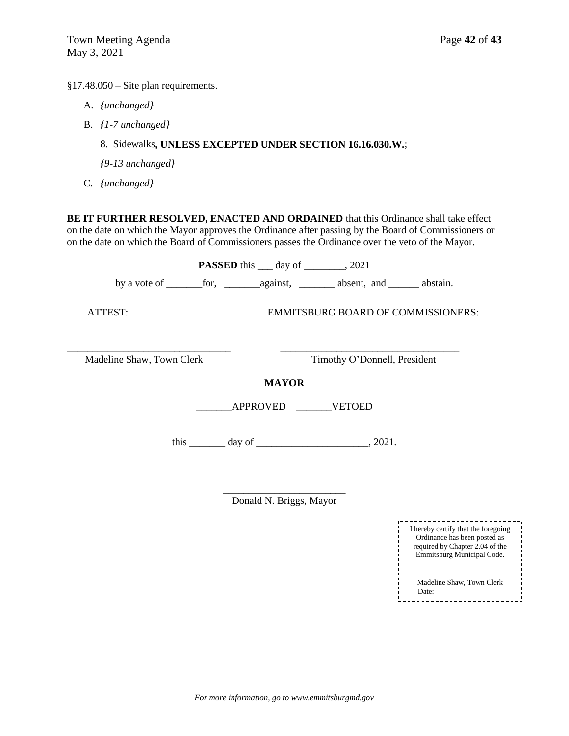§17.48.050 – Site plan requirements.

A. *{unchanged}*

B. *{1-7 unchanged}*

   8. Sidewalks**, UNLESS EXCEPTED UNDER SECTION 16.16.030.W.**;

   *{9-13 unchanged}*

C. *{unchanged}*

**BE IT FURTHER RESOLVED, ENACTED AND ORDAINED** that this Ordinance shall take effect on the date on which the Mayor approves the Ordinance after passing by the Board of Commissioners or on the date on which the Board of Commissioners passes the Ordinance over the veto of the Mayor.

**PASSED** this ___ day of ________, 2021

by a vote of _______for, _______against, _______ absent, and ______ abstain.

ATTEST: EMMITSBURG BOARD OF COMMISSIONERS:

_______________________________ ___________________________________

Madeline Shaw, Town Clerk Timothy O'Donnell, President

**MAYOR**

_______APPROVED _______VETOED

this _______ day of ______________________, 2021.

________________________

Donald N. Briggs, Mayor

I hereby certify that the foregoing Ordinance has been posted as required by Chapter 2.04 of the Emmitsburg Municipal Code.

Madeline Shaw, Town Clerk
Date:

*For more information, go to www.emmitsburgmd.gov*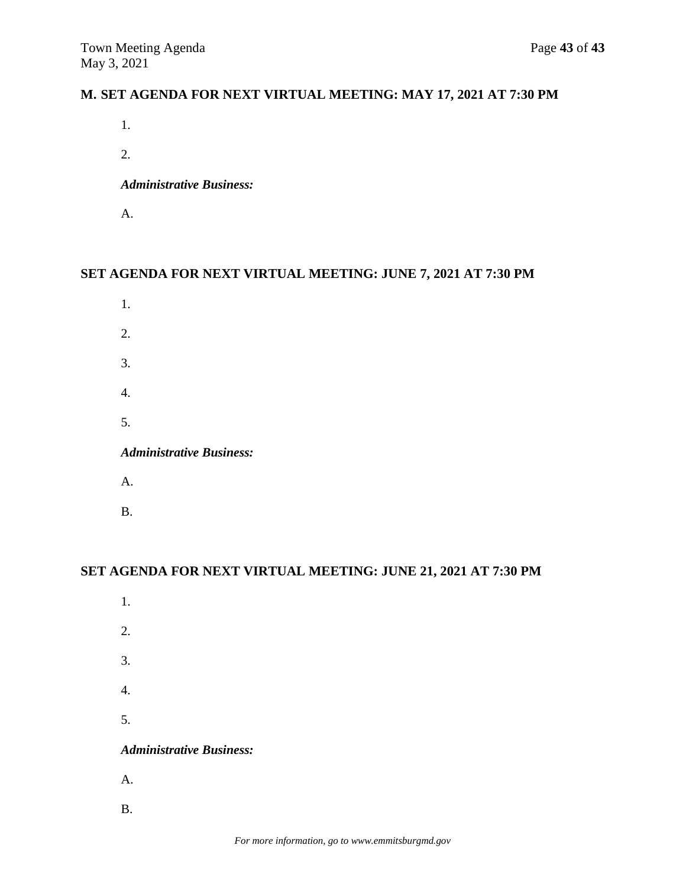## M. SET AGENDA FOR NEXT VIRTUAL MEETING: MAY 17, 2021 AT 7:30 PM

1.

2.

***Administrative Business:***

A.

## SET AGENDA FOR NEXT VIRTUAL MEETING: JUNE 7, 2021 AT 7:30 PM

1.

2.

3.

4.

5.

***Administrative Business:***

A.

B.

## SET AGENDA FOR NEXT VIRTUAL MEETING: JUNE 21, 2021 AT 7:30 PM

1.

2.

3.

4.

5.

***Administrative Business:***

A.

B.